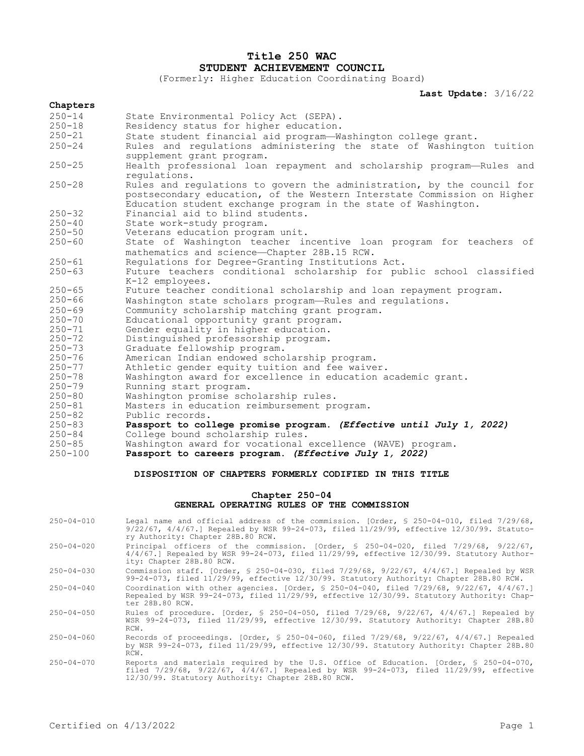# Title 250 WAC
# STUDENT ACHIEVEMENT COUNCIL
(Formerly: Higher Education Coordinating Board)

**Last Update:** 3/16/22

**Chapters**

| | |
|---|---|
| 250-14 | State Environmental Policy Act (SEPA). |
| 250-18 | Residency status for higher education. |
| 250-21 | State student financial aid program—Washington college grant. |
| 250-24 | Rules and regulations administering the state of Washington tuition supplement grant program. |
| 250-25 | Health professional loan repayment and scholarship program—Rules and regulations. |
| 250-28 | Rules and regulations to govern the administration, by the council for postsecondary education, of the Western Interstate Commission on Higher Education student exchange program in the state of Washington. |
| 250-32 | Financial aid to blind students. |
| 250-40 | State work-study program. |
| 250-50 | Veterans education program unit. |
| 250-60 | State of Washington teacher incentive loan program for teachers of mathematics and science—Chapter 28B.15 RCW. |
| 250-61 | Regulations for Degree-Granting Institutions Act. |
| 250-63 | Future teachers conditional scholarship for public school classified K-12 employees. |
| 250-65 | Future teacher conditional scholarship and loan repayment program. |
| 250-66 | Washington state scholars program—Rules and regulations. |
| 250-69 | Community scholarship matching grant program. |
| 250-70 | Educational opportunity grant program. |
| 250-71 | Gender equality in higher education. |
| 250-72 | Distinguished professorship program. |
| 250-73 | Graduate fellowship program. |
| 250-76 | American Indian endowed scholarship program. |
| 250-77 | Athletic gender equity tuition and fee waiver. |
| 250-78 | Washington award for excellence in education academic grant. |
| 250-79 | Running start program. |
| 250-80 | Washington promise scholarship rules. |
| 250-81 | Masters in education reimbursement program. |
| 250-82 | Public records. |
| 250-83 | **Passport to college promise program.** ***(Effective until July 1, 2022)*** |
| 250-84 | College bound scholarship rules. |
| 250-85 | Washington award for vocational excellence (WAVE) program. |
| 250-100 | **Passport to careers program.** ***(Effective July 1, 2022)*** |

## DISPOSITION OF CHAPTERS FORMERLY CODIFIED IN THIS TITLE

### Chapter 250-04
### GENERAL OPERATING RULES OF THE COMMISSION

| | |
|---|---|
| 250-04-010 | Legal name and official address of the commission. [Order, § 250-04-010, filed 7/29/68, 9/22/67, 4/4/67.] Repealed by WSR 99-24-073, filed 11/29/99, effective 12/30/99. Statutory Authority: Chapter 28B.80 RCW. |
| 250-04-020 | Principal officers of the commission. [Order, § 250-04-020, filed 7/29/68, 9/22/67, 4/4/67.] Repealed by WSR 99-24-073, filed 11/29/99, effective 12/30/99. Statutory Authority: Chapter 28B.80 RCW. |
| 250-04-030 | Commission staff. [Order, § 250-04-030, filed 7/29/68, 9/22/67, 4/4/67.] Repealed by WSR 99-24-073, filed 11/29/99, effective 12/30/99. Statutory Authority: Chapter 28B.80 RCW. |
| 250-04-040 | Coordination with other agencies. [Order, § 250-04-040, filed 7/29/68, 9/22/67, 4/4/67.] Repealed by WSR 99-24-073, filed 11/29/99, effective 12/30/99. Statutory Authority: Chapter 28B.80 RCW. |
| 250-04-050 | Rules of procedure. [Order, § 250-04-050, filed 7/29/68, 9/22/67, 4/4/67.] Repealed by WSR 99-24-073, filed 11/29/99, effective 12/30/99. Statutory Authority: Chapter 28B.80 RCW. |
| 250-04-060 | Records of proceedings. [Order, § 250-04-060, filed 7/29/68, 9/22/67, 4/4/67.] Repealed by WSR 99-24-073, filed 11/29/99, effective 12/30/99. Statutory Authority: Chapter 28B.80 RCW. |
| 250-04-070 | Reports and materials required by the U.S. Office of Education. [Order, § 250-04-070, filed 7/29/68, 9/22/67, 4/4/67.] Repealed by WSR 99-24-073, filed 11/29/99, effective 12/30/99. Statutory Authority: Chapter 28B.80 RCW. |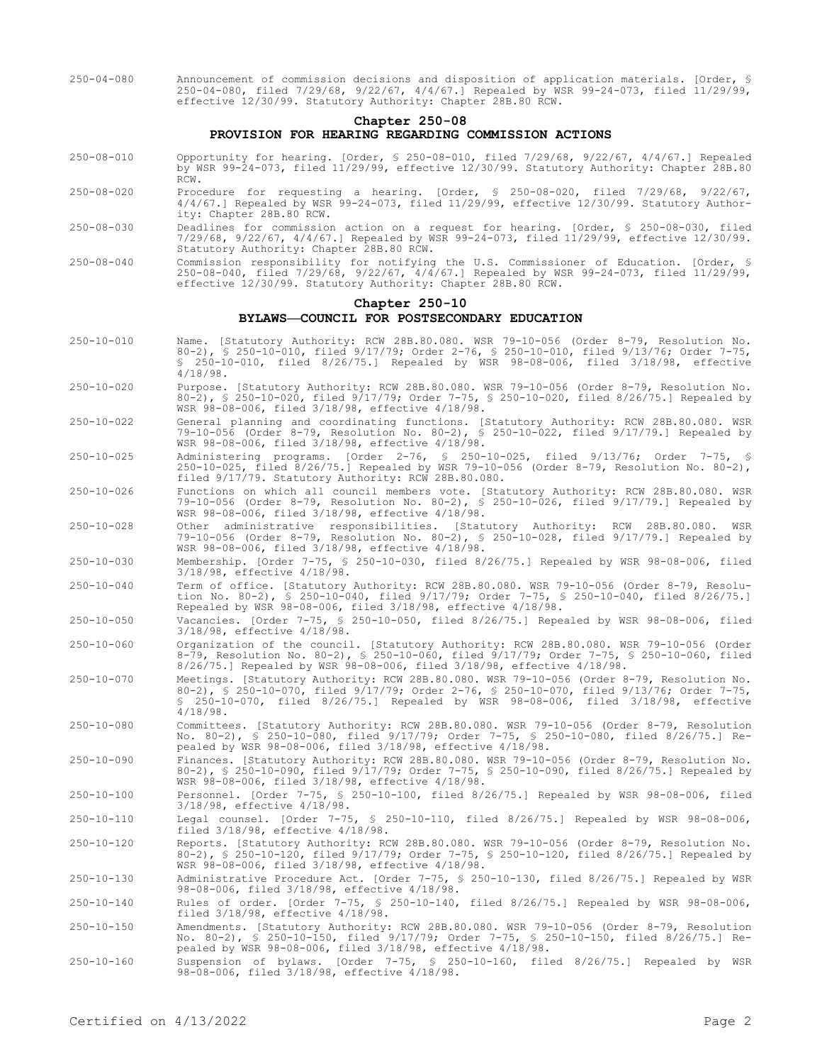250-04-080 Announcement of commission decisions and disposition of application materials. [Order, § 250-04-080, filed 7/29/68, 9/22/67, 4/4/67.] Repealed by WSR 99-24-073, filed 11/29/99, effective 12/30/99. Statutory Authority: Chapter 28B.80 RCW.

## Chapter 250-08
## PROVISION FOR HEARING REGARDING COMMISSION ACTIONS

250-08-010 Opportunity for hearing. [Order, § 250-08-010, filed 7/29/68, 9/22/67, 4/4/67.] Repealed by WSR 99-24-073, filed 11/29/99, effective 12/30/99. Statutory Authority: Chapter 28B.80 RCW.

250-08-020 Procedure for requesting a hearing. [Order, § 250-08-020, filed 7/29/68, 9/22/67, 4/4/67.] Repealed by WSR 99-24-073, filed 11/29/99, effective 12/30/99. Statutory Authority: Chapter 28B.80 RCW.

250-08-030 Deadlines for commission action on a request for hearing. [Order, § 250-08-030, filed 7/29/68, 9/22/67, 4/4/67.] Repealed by WSR 99-24-073, filed 11/29/99, effective 12/30/99. Statutory Authority: Chapter 28B.80 RCW.

250-08-040 Commission responsibility for notifying the U.S. Commissioner of Education. [Order, § 250-08-040, filed 7/29/68, 9/22/67, 4/4/67.] Repealed by WSR 99-24-073, filed 11/29/99, effective 12/30/99. Statutory Authority: Chapter 28B.80 RCW.

## Chapter 250-10
## BYLAWS—COUNCIL FOR POSTSECONDARY EDUCATION

250-10-010 Name. [Statutory Authority: RCW 28B.80.080. WSR 79-10-056 (Order 8-79, Resolution No. 80-2), § 250-10-010, filed 9/17/79; Order 2-76, § 250-10-010, filed 9/13/76; Order 7-75, § 250-10-010, filed 8/26/75.] Repealed by WSR 98-08-006, filed 3/18/98, effective 4/18/98.

250-10-020 Purpose. [Statutory Authority: RCW 28B.80.080. WSR 79-10-056 (Order 8-79, Resolution No. 80-2), § 250-10-020, filed 9/17/79; Order 7-75, § 250-10-020, filed 8/26/75.] Repealed by WSR 98-08-006, filed 3/18/98, effective 4/18/98.

250-10-022 General planning and coordinating functions. [Statutory Authority: RCW 28B.80.080. WSR 79-10-056 (Order 8-79, Resolution No. 80-2), § 250-10-022, filed 9/17/79.] Repealed by WSR 98-08-006, filed 3/18/98, effective 4/18/98.

250-10-025 Administering programs. [Order 2-76, § 250-10-025, filed 9/13/76; Order 7-75, § 250-10-025, filed 8/26/75.] Repealed by WSR 79-10-056 (Order 8-79, Resolution No. 80-2), filed 9/17/79. Statutory Authority: RCW 28B.80.080.

250-10-026 Functions on which all council members vote. [Statutory Authority: RCW 28B.80.080. WSR 79-10-056 (Order 8-79, Resolution No. 80-2), § 250-10-026, filed 9/17/79.] Repealed by WSR 98-08-006, filed 3/18/98, effective 4/18/98.

250-10-028 Other administrative responsibilities. [Statutory Authority: RCW 28B.80.080. WSR 79-10-056 (Order 8-79, Resolution No. 80-2), § 250-10-028, filed 9/17/79.] Repealed by WSR 98-08-006, filed 3/18/98, effective 4/18/98.

250-10-030 Membership. [Order 7-75, § 250-10-030, filed 8/26/75.] Repealed by WSR 98-08-006, filed 3/18/98, effective 4/18/98.

250-10-040 Term of office. [Statutory Authority: RCW 28B.80.080. WSR 79-10-056 (Order 8-79, Resolution No. 80-2), § 250-10-040, filed 9/17/79; Order 7-75, § 250-10-040, filed 8/26/75.] Repealed by WSR 98-08-006, filed 3/18/98, effective 4/18/98.

250-10-050 Vacancies. [Order 7-75, § 250-10-050, filed 8/26/75.] Repealed by WSR 98-08-006, filed 3/18/98, effective 4/18/98.

250-10-060 Organization of the council. [Statutory Authority: RCW 28B.80.080. WSR 79-10-056 (Order 8-79, Resolution No. 80-2), § 250-10-060, filed 9/17/79; Order 7-75, § 250-10-060, filed 8/26/75.] Repealed by WSR 98-08-006, filed 3/18/98, effective 4/18/98.

250-10-070 Meetings. [Statutory Authority: RCW 28B.80.080. WSR 79-10-056 (Order 8-79, Resolution No. 80-2), § 250-10-070, filed 9/17/79; Order 2-76, § 250-10-070, filed 9/13/76; Order 7-75, § 250-10-070, filed 8/26/75.] Repealed by WSR 98-08-006, filed 3/18/98, effective 4/18/98.

250-10-080 Committees. [Statutory Authority: RCW 28B.80.080. WSR 79-10-056 (Order 8-79, Resolution No. 80-2), § 250-10-080, filed 9/17/79; Order 7-75, § 250-10-080, filed 8/26/75.] Repealed by WSR 98-08-006, filed 3/18/98, effective 4/18/98.

250-10-090 Finances. [Statutory Authority: RCW 28B.80.080. WSR 79-10-056 (Order 8-79, Resolution No. 80-2), § 250-10-090, filed 9/17/79; Order 7-75, § 250-10-090, filed 8/26/75.] Repealed by WSR 98-08-006, filed 3/18/98, effective 4/18/98.

250-10-100 Personnel. [Order 7-75, § 250-10-100, filed 8/26/75.] Repealed by WSR 98-08-006, filed 3/18/98, effective 4/18/98.

250-10-110 Legal counsel. [Order 7-75, § 250-10-110, filed 8/26/75.] Repealed by WSR 98-08-006, filed 3/18/98, effective 4/18/98.

250-10-120 Reports. [Statutory Authority: RCW 28B.80.080. WSR 79-10-056 (Order 8-79, Resolution No. 80-2), § 250-10-120, filed 9/17/79; Order 7-75, § 250-10-120, filed 8/26/75.] Repealed by WSR 98-08-006, filed 3/18/98, effective 4/18/98.

250-10-130 Administrative Procedure Act. [Order 7-75, § 250-10-130, filed 8/26/75.] Repealed by WSR 98-08-006, filed 3/18/98, effective 4/18/98.

250-10-140 Rules of order. [Order 7-75, § 250-10-140, filed 8/26/75.] Repealed by WSR 98-08-006, filed 3/18/98, effective 4/18/98.

250-10-150 Amendments. [Statutory Authority: RCW 28B.80.080. WSR 79-10-056 (Order 8-79, Resolution No. 80-2), § 250-10-150, filed 9/17/79; Order 7-75, § 250-10-150, filed 8/26/75.] Repealed by WSR 98-08-006, filed 3/18/98, effective 4/18/98.

250-10-160 Suspension of bylaws. [Order 7-75, § 250-10-160, filed 8/26/75.] Repealed by WSR 98-08-006, filed 3/18/98, effective 4/18/98.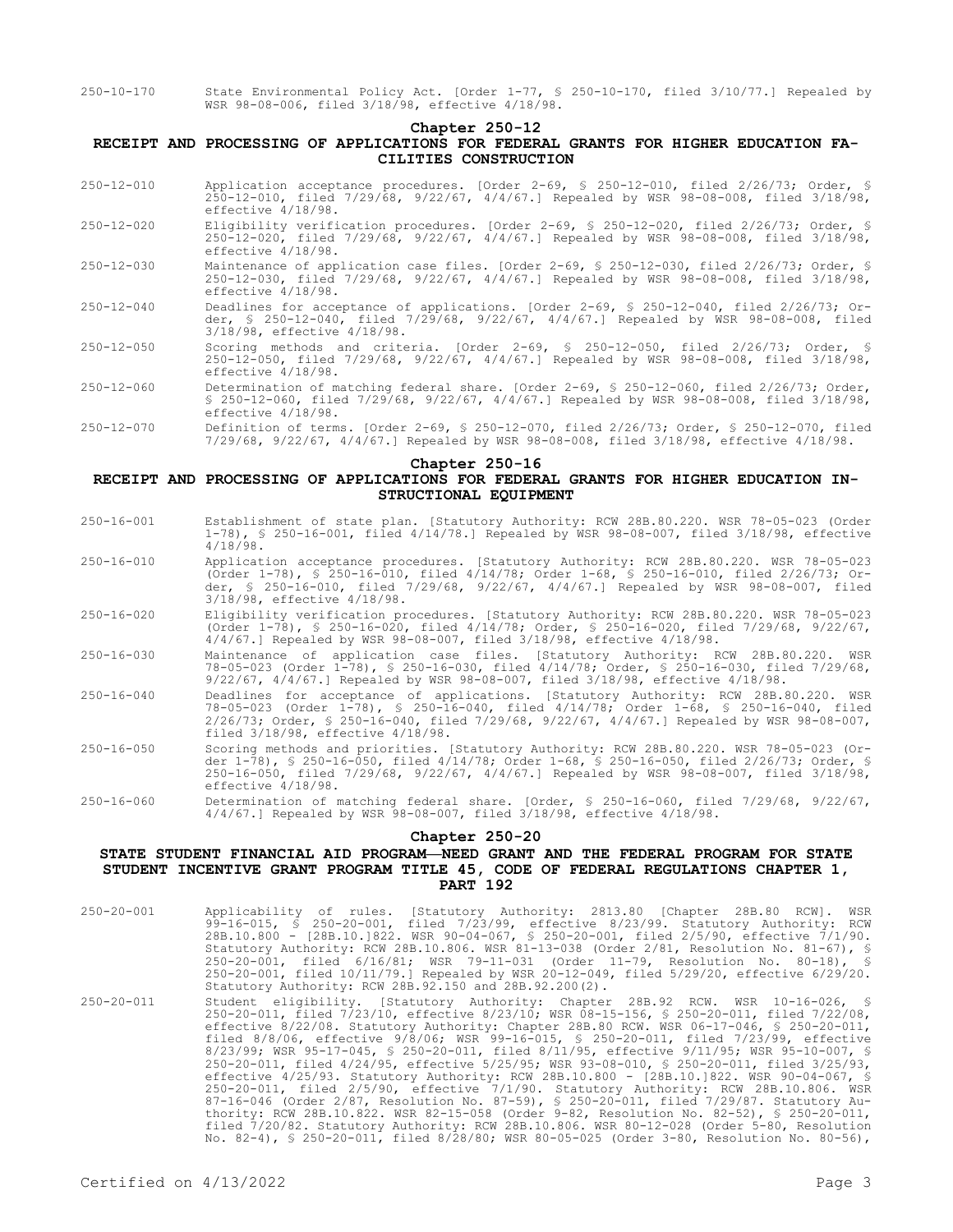250-10-170 State Environmental Policy Act. [Order 1-77, § 250-10-170, filed 3/10/77.] Repealed by WSR 98-08-006, filed 3/18/98, effective 4/18/98.

## Chapter 250-12

## RECEIPT AND PROCESSING OF APPLICATIONS FOR FEDERAL GRANTS FOR HIGHER EDUCATION FACILITIES CONSTRUCTION

250-12-010 Application acceptance procedures. [Order 2-69, § 250-12-010, filed 2/26/73; Order, § 250-12-010, filed 7/29/68, 9/22/67, 4/4/67.] Repealed by WSR 98-08-008, filed 3/18/98, effective 4/18/98.

250-12-020 Eligibility verification procedures. [Order 2-69, § 250-12-020, filed 2/26/73; Order, § 250-12-020, filed 7/29/68, 9/22/67, 4/4/67.] Repealed by WSR 98-08-008, filed 3/18/98, effective 4/18/98.

250-12-030 Maintenance of application case files. [Order 2-69, § 250-12-030, filed 2/26/73; Order, § 250-12-030, filed 7/29/68, 9/22/67, 4/4/67.] Repealed by WSR 98-08-008, filed 3/18/98, effective 4/18/98.

250-12-040 Deadlines for acceptance of applications. [Order 2-69, § 250-12-040, filed 2/26/73; Order, § 250-12-040, filed 7/29/68, 9/22/67, 4/4/67.] Repealed by WSR 98-08-008, filed 3/18/98, effective 4/18/98.

250-12-050 Scoring methods and criteria. [Order 2-69, § 250-12-050, filed 2/26/73; Order, § 250-12-050, filed 7/29/68, 9/22/67, 4/4/67.] Repealed by WSR 98-08-008, filed 3/18/98, effective 4/18/98.

250-12-060 Determination of matching federal share. [Order 2-69, § 250-12-060, filed 2/26/73; Order, § 250-12-060, filed 7/29/68, 9/22/67, 4/4/67.] Repealed by WSR 98-08-008, filed 3/18/98, effective 4/18/98.

250-12-070 Definition of terms. [Order 2-69, § 250-12-070, filed 2/26/73; Order, § 250-12-070, filed 7/29/68, 9/22/67, 4/4/67.] Repealed by WSR 98-08-008, filed 3/18/98, effective 4/18/98.

## Chapter 250-16

## RECEIPT AND PROCESSING OF APPLICATIONS FOR FEDERAL GRANTS FOR HIGHER EDUCATION INSTRUCTIONAL EQUIPMENT

250-16-001 Establishment of state plan. [Statutory Authority: RCW 28B.80.220. WSR 78-05-023 (Order 1-78), § 250-16-001, filed 4/14/78.] Repealed by WSR 98-08-007, filed 3/18/98, effective 4/18/98.

250-16-010 Application acceptance procedures. [Statutory Authority: RCW 28B.80.220. WSR 78-05-023 (Order 1-78), § 250-16-010, filed 4/14/78; Order 1-68, § 250-16-010, filed 2/26/73; Order, § 250-16-010, filed 7/29/68, 9/22/67, 4/4/67.] Repealed by WSR 98-08-007, filed 3/18/98, effective 4/18/98.

250-16-020 Eligibility verification procedures. [Statutory Authority: RCW 28B.80.220. WSR 78-05-023 (Order 1-78), § 250-16-020, filed 4/14/78; Order, § 250-16-020, filed 7/29/68, 9/22/67, 4/4/67.] Repealed by WSR 98-08-007, filed 3/18/98, effective 4/18/98.

250-16-030 Maintenance of application case files. [Statutory Authority: RCW 28B.80.220. WSR 78-05-023 (Order 1-78), § 250-16-030, filed 4/14/78; Order, § 250-16-030, filed 7/29/68, 9/22/67, 4/4/67.] Repealed by WSR 98-08-007, filed 3/18/98, effective 4/18/98.

250-16-040 Deadlines for acceptance of applications. [Statutory Authority: RCW 28B.80.220. WSR 78-05-023 (Order 1-78), § 250-16-040, filed 4/14/78; Order 1-68, § 250-16-040, filed 2/26/73; Order, § 250-16-040, filed 7/29/68, 9/22/67, 4/4/67.] Repealed by WSR 98-08-007, filed 3/18/98, effective 4/18/98.

250-16-050 Scoring methods and priorities. [Statutory Authority: RCW 28B.80.220. WSR 78-05-023 (Order 1-78), § 250-16-050, filed 4/14/78; Order 1-68, § 250-16-050, filed 2/26/73; Order, § 250-16-050, filed 7/29/68, 9/22/67, 4/4/67.] Repealed by WSR 98-08-007, filed 3/18/98, effective 4/18/98.

250-16-060 Determination of matching federal share. [Order, § 250-16-060, filed 7/29/68, 9/22/67, 4/4/67.] Repealed by WSR 98-08-007, filed 3/18/98, effective 4/18/98.

## Chapter 250-20

## STATE STUDENT FINANCIAL AID PROGRAM—NEED GRANT AND THE FEDERAL PROGRAM FOR STATE STUDENT INCENTIVE GRANT PROGRAM TITLE 45, CODE OF FEDERAL REGULATIONS CHAPTER 1, PART 192

250-20-001 Applicability of rules. [Statutory Authority: 2813.80 [Chapter 28B.80 RCW]. WSR 99-16-015, § 250-20-001, filed 7/23/99, effective 8/23/99. Statutory Authority: RCW 28B.10.800 - [28B.10.]822. WSR 90-04-067, § 250-20-001, filed 2/5/90, effective 7/1/90. Statutory Authority: RCW 28B.10.806. WSR 81-13-038 (Order 2/81, Resolution No. 81-67), § 250-20-001, filed 6/16/81; WSR 79-11-031 (Order 11-79, Resolution No. 80-18), § 250-20-001, filed 10/11/79.] Repealed by WSR 20-12-049, filed 5/29/20, effective 6/29/20. Statutory Authority: RCW 28B.92.150 and 28B.92.200(2).

250-20-011 Student eligibility. [Statutory Authority: Chapter 28B.92 RCW. WSR 10-16-026, § 250-20-011, filed 7/23/10, effective 8/23/10; WSR 08-15-156, § 250-20-011, filed 7/22/08, effective 8/22/08. Statutory Authority: Chapter 28B.80 RCW. WSR 06-17-046, § 250-20-011, filed 8/8/06, effective 9/8/06; WSR 99-16-015, § 250-20-011, filed 7/23/99, effective 8/23/99; WSR 95-17-045, § 250-20-011, filed 8/11/95, effective 9/11/95; WSR 95-10-007, § 250-20-011, filed 4/24/95, effective 5/25/95; WSR 93-08-010, § 250-20-011, filed 3/25/93, effective 4/25/93. Statutory Authority: RCW 28B.10.800 - [28B.10.]822. WSR 90-04-067, § 250-20-011, filed 2/5/90, effective 7/1/90. Statutory Authority: RCW 28B.10.806. WSR 87-16-046 (Order 2/87, Resolution No. 87-59), § 250-20-011, filed 7/29/87. Statutory Authority: RCW 28B.10.822. WSR 82-15-058 (Order 9-82, Resolution No. 82-52), § 250-20-011, filed 7/20/82. Statutory Authority: RCW 28B.10.806. WSR 80-12-028 (Order 5-80, Resolution No. 82-4), § 250-20-011, filed 8/28/80; WSR 80-05-025 (Order 3-80, Resolution No. 80-56),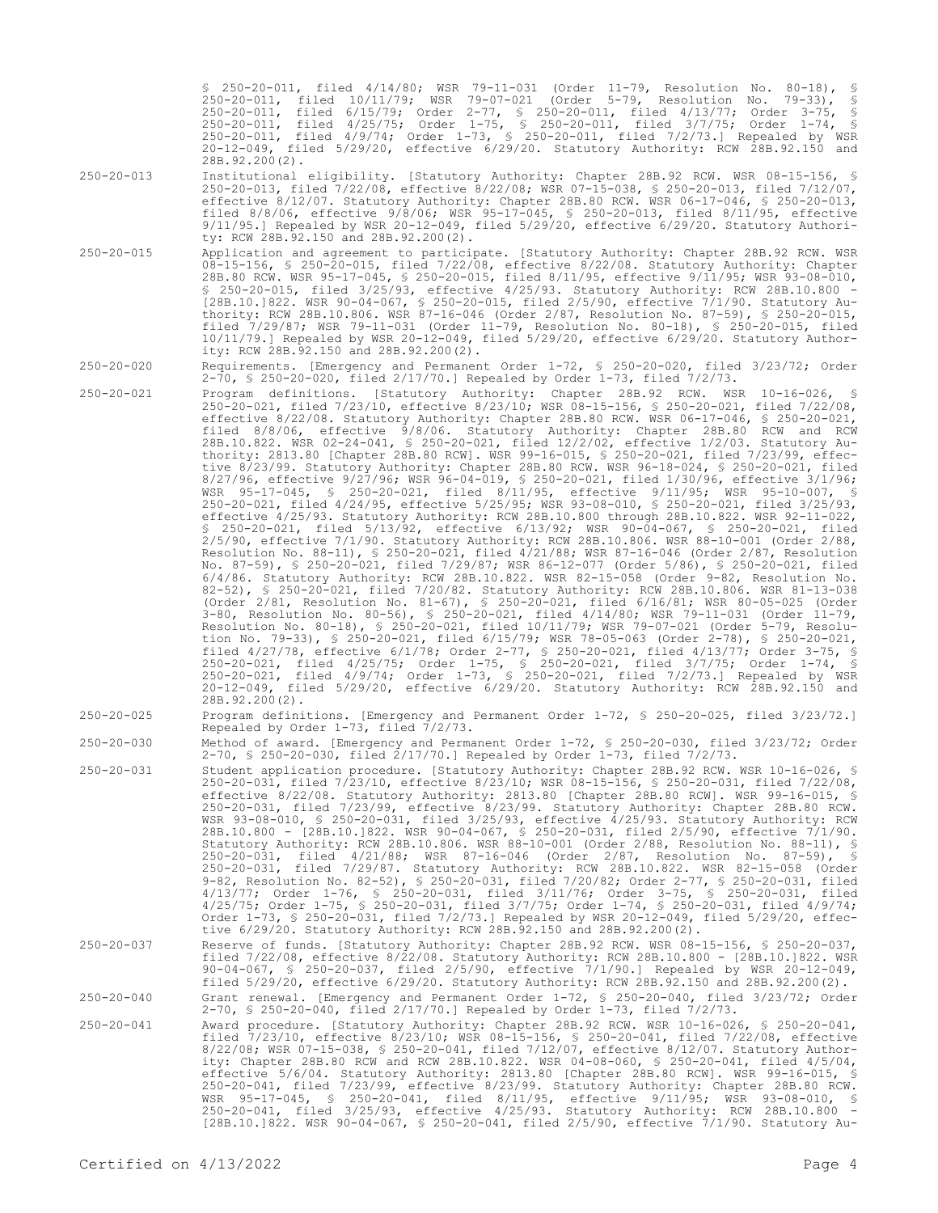§ 250-20-011, filed 4/14/80; WSR 79-11-031 (Order 11-79, Resolution No. 80-18), § 250-20-011, filed 10/11/79; WSR 79-07-021 (Order 5-79, Resolution No. 79-33), § 250-20-011, filed 6/15/79; Order 2-77, § 250-20-011, filed 4/13/77; Order 3-75, § 250-20-011, filed 4/25/75; Order 1-75, § 250-20-011, filed 3/7/75; Order 1-74, § 250-20-011, filed 4/9/74; Order 1-73, § 250-20-011, filed 7/2/73.] Repealed by WSR 20-12-049, filed 5/29/20, effective 6/29/20. Statutory Authority: RCW 28B.92.150 and 28B.92.200(2).

250-20-013 Institutional eligibility. [Statutory Authority: Chapter 28B.92 RCW. WSR 08-15-156, § 250-20-013, filed 7/22/08, effective 8/22/08; WSR 07-15-038, § 250-20-013, filed 7/12/07, effective 8/12/07. Statutory Authority: Chapter 28B.80 RCW. WSR 06-17-046, § 250-20-013, filed 8/8/06, effective 9/8/06; WSR 95-17-045, § 250-20-013, filed 8/11/95, effective 9/11/95.] Repealed by WSR 20-12-049, filed 5/29/20, effective 6/29/20. Statutory Authority: RCW 28B.92.150 and 28B.92.200(2).

250-20-015 Application and agreement to participate. [Statutory Authority: Chapter 28B.92 RCW. WSR 08-15-156, § 250-20-015, filed 7/22/08, effective 8/22/08. Statutory Authority: Chapter 28B.80 RCW. WSR 95-17-045, § 250-20-015, filed 8/11/95, effective 9/11/95; WSR 93-08-010, § 250-20-015, filed 3/25/93, effective 4/25/93. Statutory Authority: RCW 28B.10.800 - [28B.10.]822. WSR 90-04-067, § 250-20-015, filed 2/5/90, effective 7/1/90. Statutory Authority: RCW 28B.10.806. WSR 87-16-046 (Order 2/87, Resolution No. 87-59), § 250-20-015, filed 7/29/87; WSR 79-11-031 (Order 11-79, Resolution No. 80-18), § 250-20-015, filed 10/11/79.] Repealed by WSR 20-12-049, filed 5/29/20, effective 6/29/20. Statutory Authority: RCW 28B.92.150 and 28B.92.200(2).

250-20-020 Requirements. [Emergency and Permanent Order 1-72, § 250-20-020, filed 3/23/72; Order 2-70, § 250-20-020, filed 2/17/70.] Repealed by Order 1-73, filed 7/2/73.

250-20-021 Program definitions. [Statutory Authority: Chapter 28B.92 RCW. WSR 10-16-026, § 250-20-021, filed 7/23/10, effective 8/23/10; WSR 08-15-156, § 250-20-021, filed 7/22/08, effective 8/22/08. Statutory Authority: Chapter 28B.80 RCW. WSR 06-17-046, § 250-20-021, filed 8/8/06, effective 9/8/06. Statutory Authority: Chapter 28B.80 RCW and RCW 28B.10.822. WSR 02-24-041, § 250-20-021, filed 12/2/02, effective 1/2/03. Statutory Authority: 2813.80 [Chapter 28B.80 RCW]. WSR 99-16-015, § 250-20-021, filed 7/23/99, effective 8/23/99. Statutory Authority: Chapter 28B.80 RCW. WSR 96-18-024, § 250-20-021, filed 8/27/96, effective 9/27/96; WSR 96-04-019, § 250-20-021, filed 1/30/96, effective 3/1/96; WSR 95-17-045, § 250-20-021, filed 8/11/95, effective 9/11/95; WSR 95-10-007, § 250-20-021, filed 4/24/95, effective 5/25/95; WSR 93-08-010, § 250-20-021, filed 3/25/93, effective 4/25/93. Statutory Authority: RCW 28B.10.800 through 28B.10.822. WSR 92-11-022, § 250-20-021, filed 5/13/92, effective 6/13/92; WSR 90-04-067, § 250-20-021, filed 2/5/90, effective 7/1/90. Statutory Authority: RCW 28B.10.806. WSR 88-10-001 (Order 2/88, Resolution No. 88-11), § 250-20-021, filed 4/21/88; WSR 87-16-046 (Order 2/87, Resolution No. 87-59), § 250-20-021, filed 7/29/87; WSR 86-12-077 (Order 5/86), § 250-20-021, filed 6/4/86. Statutory Authority: RCW 28B.10.822. WSR 82-15-058 (Order 9-82, Resolution No. 82-52), § 250-20-021, filed 7/20/82. Statutory Authority: RCW 28B.10.806. WSR 81-13-038 (Order 2/81, Resolution No. 81-67), § 250-20-021, filed 6/16/81; WSR 80-05-025 (Order 3-80, Resolution No. 80-56), § 250-20-021, filed 4/14/80; WSR 79-11-031 (Order 11-79, Resolution No. 80-18), § 250-20-021, filed 10/11/79; WSR 79-07-021 (Order 5-79, Resolution No. 79-33), § 250-20-021, filed 6/15/79; WSR 78-05-063 (Order 2-78), § 250-20-021, filed 4/27/78, effective 6/1/78; Order 2-77, § 250-20-021, filed 4/13/77; Order 3-75, § 250-20-021, filed 4/25/75; Order 1-75, § 250-20-021, filed 3/7/75; Order 1-74, § 250-20-021, filed 4/9/74; Order 1-73, § 250-20-021, filed 7/2/73.] Repealed by WSR 20-12-049, filed 5/29/20, effective 6/29/20. Statutory Authority: RCW 28B.92.150 and 28B.92.200(2).

250-20-025 Program definitions. [Emergency and Permanent Order 1-72, § 250-20-025, filed 3/23/72.] Repealed by Order 1-73, filed 7/2/73.

250-20-030 Method of award. [Emergency and Permanent Order 1-72, § 250-20-030, filed 3/23/72; Order 2-70, § 250-20-030, filed 2/17/70.] Repealed by Order 1-73, filed 7/2/73.

250-20-031 Student application procedure. [Statutory Authority: Chapter 28B.92 RCW. WSR 10-16-026, § 250-20-031, filed 7/23/10, effective 8/23/10; WSR 08-15-156, § 250-20-031, filed 7/22/08, effective 8/22/08. Statutory Authority: 2813.80 [Chapter 28B.80 RCW]. WSR 99-16-015, § 250-20-031, filed 7/23/99, effective 8/23/99. Statutory Authority: Chapter 28B.80 RCW. WSR 93-08-010, § 250-20-031, filed 3/25/93, effective 4/25/93. Statutory Authority: RCW 28B.10.800 - [28B.10.]822. WSR 90-04-067, § 250-20-031, filed 2/5/90, effective 7/1/90. Statutory Authority: RCW 28B.10.806. WSR 88-10-001 (Order 2/88, Resolution No. 88-11), § 250-20-031, filed 4/21/88; WSR 87-16-046 (Order 2/87, Resolution No. 87-59), § 250-20-031, filed 7/29/87. Statutory Authority: RCW 28B.10.822. WSR 82-15-058 (Order 9-82, Resolution No. 82-52), § 250-20-031, filed 7/20/82; Order 2-77, § 250-20-031, filed 4/13/77; Order 1-76, § 250-20-031, filed 3/11/76; Order 3-75, § 250-20-031, filed 4/25/75; Order 1-75, § 250-20-031, filed 3/7/75; Order 1-74, § 250-20-031, filed 4/9/74; Order 1-73, § 250-20-031, filed 7/2/73.] Repealed by WSR 20-12-049, filed 5/29/20, effective 6/29/20. Statutory Authority: RCW 28B.92.150 and 28B.92.200(2).

250-20-037 Reserve of funds. [Statutory Authority: Chapter 28B.92 RCW. WSR 08-15-156, § 250-20-037, filed 7/22/08, effective 8/22/08. Statutory Authority: RCW 28B.10.800 - [28B.10.]822. WSR 90-04-067, § 250-20-037, filed 2/5/90, effective 7/1/90.] Repealed by WSR 20-12-049, filed 5/29/20, effective 6/29/20. Statutory Authority: RCW 28B.92.150 and 28B.92.200(2).

250-20-040 Grant renewal. [Emergency and Permanent Order 1-72, § 250-20-040, filed 3/23/72; Order 2-70, § 250-20-040, filed 2/17/70.] Repealed by Order 1-73, filed 7/2/73.

250-20-041 Award procedure. [Statutory Authority: Chapter 28B.92 RCW. WSR 10-16-026, § 250-20-041, filed 7/23/10, effective 8/23/10; WSR 08-15-156, § 250-20-041, filed 7/22/08, effective 8/22/08; WSR 07-15-038, § 250-20-041, filed 7/12/07, effective 8/12/07. Statutory Authority: Chapter 28B.80 RCW and RCW 28B.10.822. WSR 04-08-060, § 250-20-041, filed 4/5/04, effective 5/6/04. Statutory Authority: 2813.80 [Chapter 28B.80 RCW]. WSR 99-16-015, § 250-20-041, filed 7/23/99, effective 8/23/99. Statutory Authority: Chapter 28B.80 RCW. WSR 95-17-045, § 250-20-041, filed 8/11/95, effective 9/11/95; WSR 93-08-010, § 250-20-041, filed 3/25/93, effective 4/25/93. Statutory Authority: RCW 28B.10.800 - [28B.10.]822. WSR 90-04-067, § 250-20-041, filed 2/5/90, effective 7/1/90. Statutory Au-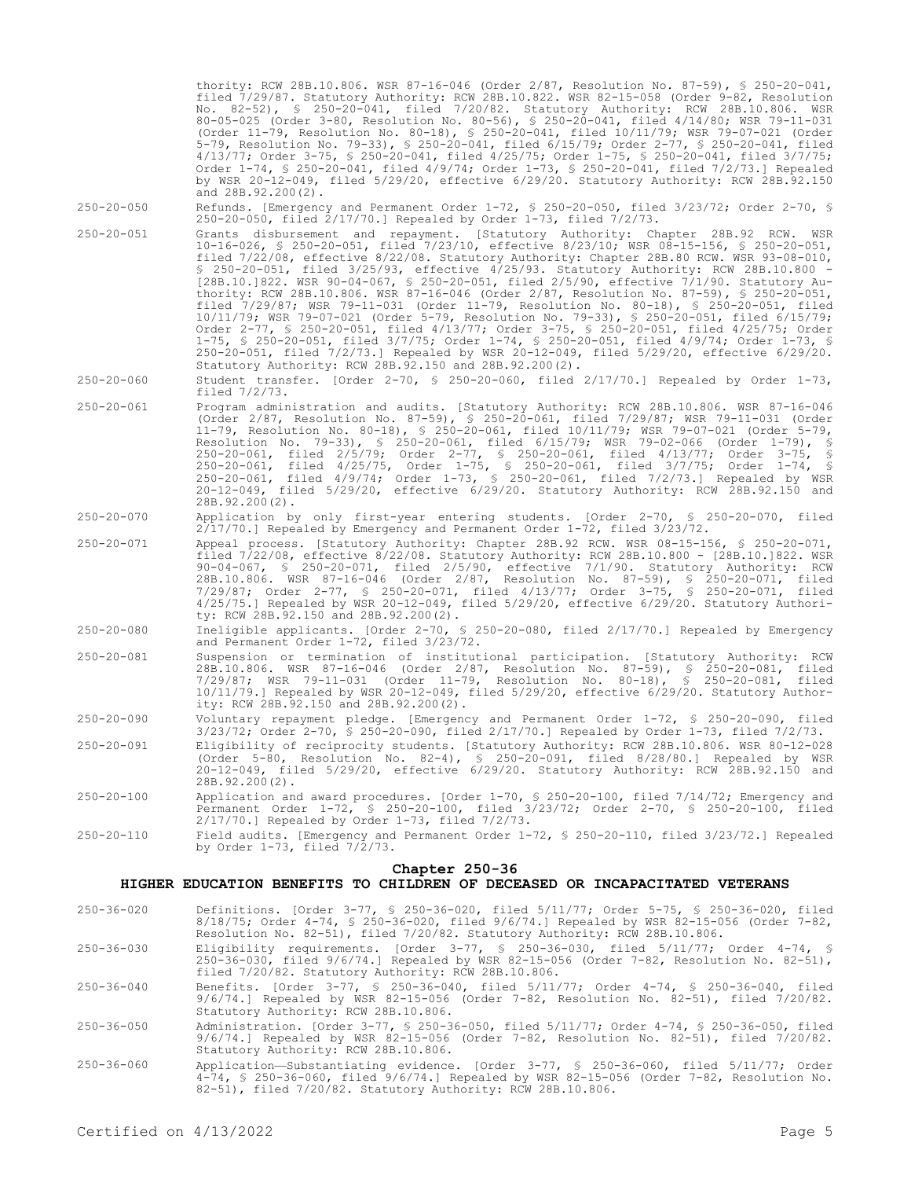thority: RCW 28B.10.806. WSR 87-16-046 (Order 2/87, Resolution No. 87-59), § 250-20-041, filed 7/29/87. Statutory Authority: RCW 28B.10.822. WSR 82-15-058 (Order 9-82, Resolution No. 82-52), § 250-20-041, filed 7/20/82. Statutory Authority: RCW 28B.10.806. WSR 80-05-025 (Order 3-80, Resolution No. 80-56), § 250-20-041, filed 4/14/80; WSR 79-11-031 (Order 11-79, Resolution No. 80-18), § 250-20-041, filed 10/11/79; WSR 79-07-021 (Order 5-79, Resolution No. 79-33), § 250-20-041, filed 6/15/79; Order 2-77, § 250-20-041, filed 4/13/77; Order 3-75, § 250-20-041, filed 4/25/75; Order 1-75, § 250-20-041, filed 3/7/75; Order 1-74, § 250-20-041, filed 4/9/74; Order 1-73, § 250-20-041, filed 7/2/73.] Repealed by WSR 20-12-049, filed 5/29/20, effective 6/29/20. Statutory Authority: RCW 28B.92.150 and 28B.92.200(2).

250-20-050 Refunds. [Emergency and Permanent Order 1-72, § 250-20-050, filed 3/23/72; Order 2-70, § 250-20-050, filed 2/17/70.] Repealed by Order 1-73, filed 7/2/73.

250-20-051 Grants disbursement and repayment. [Statutory Authority: Chapter 28B.92 RCW. WSR 10-16-026, § 250-20-051, filed 7/23/10, effective 8/23/10; WSR 08-15-156, § 250-20-051, filed 7/22/08, effective 8/22/08. Statutory Authority: Chapter 28B.80 RCW. WSR 93-08-010, § 250-20-051, filed 3/25/93, effective 4/25/93. Statutory Authority: RCW 28B.10.800 - [28B.10.]822. WSR 90-04-067, § 250-20-051, filed 2/5/90, effective 7/1/90. Statutory Authority: RCW 28B.10.806. WSR 87-16-046 (Order 2/87, Resolution No. 87-59), § 250-20-051, filed 7/29/87; WSR 79-11-031 (Order 11-79, Resolution No. 80-18), § 250-20-051, filed 10/11/79; WSR 79-07-021 (Order 5-79, Resolution No. 79-33), § 250-20-051, filed 6/15/79; Order 2-77, § 250-20-051, filed 4/13/77; Order 3-75, § 250-20-051, filed 4/25/75; Order 1-75, § 250-20-051, filed 3/7/75; Order 1-74, § 250-20-051, filed 4/9/74; Order 1-73, § 250-20-051, filed 7/2/73.] Repealed by WSR 20-12-049, filed 5/29/20, effective 6/29/20. Statutory Authority: RCW 28B.92.150 and 28B.92.200(2).

250-20-060 Student transfer. [Order 2-70, § 250-20-060, filed 2/17/70.] Repealed by Order 1-73, filed 7/2/73.

250-20-061 Program administration and audits. [Statutory Authority: RCW 28B.10.806. WSR 87-16-046 (Order 2/87, Resolution No. 87-59), § 250-20-061, filed 7/29/87; WSR 79-11-031 (Order 11-79, Resolution No. 80-18), § 250-20-061, filed 10/11/79; WSR 79-07-021 (Order 5-79, Resolution No. 79-33), § 250-20-061, filed 6/15/79; WSR 79-02-066 (Order 1-79), § 250-20-061, filed 2/5/79; Order 2-77, § 250-20-061, filed 4/13/77; Order 3-75, § 250-20-061, filed 4/25/75, Order 1-75, § 250-20-061, filed 3/7/75; Order 1-74, § 250-20-061, filed 4/9/74; Order 1-73, § 250-20-061, filed 7/2/73.] Repealed by WSR 20-12-049, filed 5/29/20, effective 6/29/20. Statutory Authority: RCW 28B.92.150 and 28B.92.200(2).

250-20-070 Application by only first-year entering students. [Order 2-70, § 250-20-070, filed 2/17/70.] Repealed by Emergency and Permanent Order 1-72, filed 3/23/72.

250-20-071 Appeal process. [Statutory Authority: Chapter 28B.92 RCW. WSR 08-15-156, § 250-20-071, filed 7/22/08, effective 8/22/08. Statutory Authority: RCW 28B.10.800 - [28B.10.]822. WSR 90-04-067, § 250-20-071, filed 2/5/90, effective 7/1/90. Statutory Authority: RCW 28B.10.806. WSR 87-16-046 (Order 2/87, Resolution No. 87-59), § 250-20-071, filed 7/29/87; Order 2-77, § 250-20-071, filed 4/13/77; Order 3-75, § 250-20-071, filed 4/25/75.] Repealed by WSR 20-12-049, filed 5/29/20, effective 6/29/20. Statutory Authority: RCW 28B.92.150 and 28B.92.200(2).

250-20-080 Ineligible applicants. [Order 2-70, § 250-20-080, filed 2/17/70.] Repealed by Emergency and Permanent Order 1-72, filed 3/23/72.

250-20-081 Suspension or termination of institutional participation. [Statutory Authority: RCW 28B.10.806. WSR 87-16-046 (Order 2/87, Resolution No. 87-59), § 250-20-081, filed 7/29/87; WSR 79-11-031 (Order 11-79, Resolution No. 80-18), § 250-20-081, filed 10/11/79.] Repealed by WSR 20-12-049, filed 5/29/20, effective 6/29/20. Statutory Authority: RCW 28B.92.150 and 28B.92.200(2).

250-20-090 Voluntary repayment pledge. [Emergency and Permanent Order 1-72, § 250-20-090, filed 3/23/72; Order 2-70, § 250-20-090, filed 2/17/70.] Repealed by Order 1-73, filed 7/2/73.

250-20-091 Eligibility of reciprocity students. [Statutory Authority: RCW 28B.10.806. WSR 80-12-028 (Order 5-80, Resolution No. 82-4), § 250-20-091, filed 8/28/80.] Repealed by WSR 20-12-049, filed 5/29/20, effective 6/29/20. Statutory Authority: RCW 28B.92.150 and 28B.92.200(2).

250-20-100 Application and award procedures. [Order 1-70, § 250-20-100, filed 7/14/72; Emergency and Permanent Order 1-72, § 250-20-100, filed 3/23/72; Order 2-70, § 250-20-100, filed 2/17/70.] Repealed by Order 1-73, filed 7/2/73.

250-20-110 Field audits. [Emergency and Permanent Order 1-72, § 250-20-110, filed 3/23/72.] Repealed by Order 1-73, filed 7/2/73.

## Chapter 250-36
## HIGHER EDUCATION BENEFITS TO CHILDREN OF DECEASED OR INCAPACITATED VETERANS

250-36-020 Definitions. [Order 3-77, § 250-36-020, filed 5/11/77; Order 5-75, § 250-36-020, filed 8/18/75; Order 4-74, § 250-36-020, filed 9/6/74.] Repealed by WSR 82-15-056 (Order 7-82, Resolution No. 82-51), filed 7/20/82. Statutory Authority: RCW 28B.10.806.

250-36-030 Eligibility requirements. [Order 3-77, § 250-36-030, filed 5/11/77; Order 4-74, § 250-36-030, filed 9/6/74.] Repealed by WSR 82-15-056 (Order 7-82, Resolution No. 82-51), filed 7/20/82. Statutory Authority: RCW 28B.10.806.

250-36-040 Benefits. [Order 3-77, § 250-36-040, filed 5/11/77; Order 4-74, § 250-36-040, filed 9/6/74.] Repealed by WSR 82-15-056 (Order 7-82, Resolution No. 82-51), filed 7/20/82. Statutory Authority: RCW 28B.10.806.

250-36-050 Administration. [Order 3-77, § 250-36-050, filed 5/11/77; Order 4-74, § 250-36-050, filed 9/6/74.] Repealed by WSR 82-15-056 (Order 7-82, Resolution No. 82-51), filed 7/20/82. Statutory Authority: RCW 28B.10.806.

250-36-060 Application—Substantiating evidence. [Order 3-77, § 250-36-060, filed 5/11/77; Order 4-74, § 250-36-060, filed 9/6/74.] Repealed by WSR 82-15-056 (Order 7-82, Resolution No. 82-51), filed 7/20/82. Statutory Authority: RCW 28B.10.806.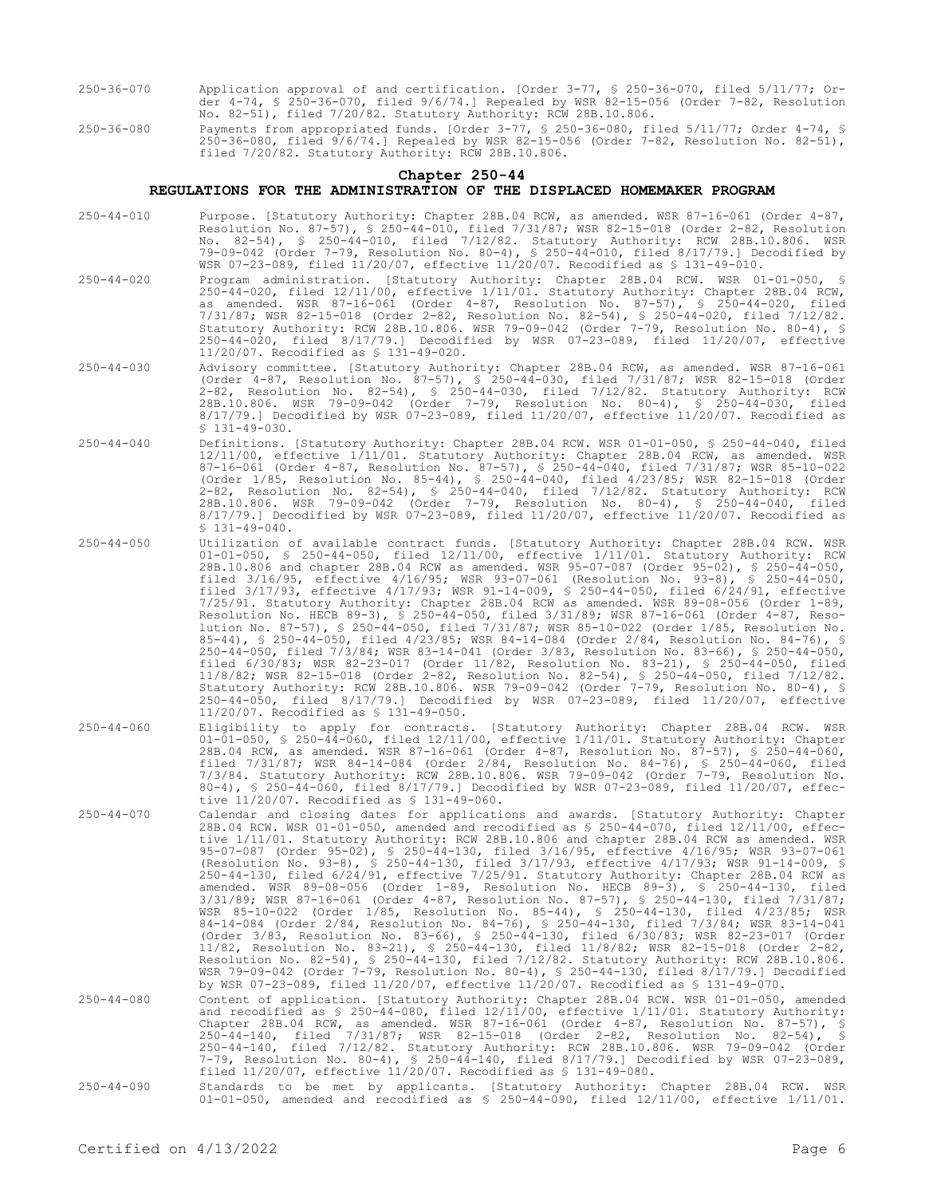250-36-070 Application approval of and certification. [Order 3-77, § 250-36-070, filed 5/11/77; Order 4-74, § 250-36-070, filed 9/6/74.] Repealed by WSR 82-15-056 (Order 7-82, Resolution No. 82-51), filed 7/20/82. Statutory Authority: RCW 28B.10.806.

250-36-080 Payments from appropriated funds. [Order 3-77, § 250-36-080, filed 5/11/77; Order 4-74, § 250-36-080, filed 9/6/74.] Repealed by WSR 82-15-056 (Order 7-82, Resolution No. 82-51), filed 7/20/82. Statutory Authority: RCW 28B.10.806.

## Chapter 250-44

## REGULATIONS FOR THE ADMINISTRATION OF THE DISPLACED HOMEMAKER PROGRAM

250-44-010 Purpose. [Statutory Authority: Chapter 28B.04 RCW, as amended. WSR 87-16-061 (Order 4-87, Resolution No. 87-57), § 250-44-010, filed 7/31/87; WSR 82-15-018 (Order 2-82, Resolution No. 82-54), § 250-44-010, filed 7/12/82. Statutory Authority: RCW 28B.10.806. WSR 79-09-042 (Order 7-79, Resolution No. 80-4), § 250-44-010, filed 8/17/79.] Decodified by WSR 07-23-089, filed 11/20/07, effective 11/20/07. Recodified as § 131-49-010.

250-44-020 Program administration. [Statutory Authority: Chapter 28B.04 RCW. WSR 01-01-050, § 250-44-020, filed 12/11/00, effective 1/11/01. Statutory Authority: Chapter 28B.04 RCW, as amended. WSR 87-16-061 (Order 4-87, Resolution No. 87-57), § 250-44-020, filed 7/31/87; WSR 82-15-018 (Order 2-82, Resolution No. 82-54), § 250-44-020, filed 7/12/82. Statutory Authority: RCW 28B.10.806. WSR 79-09-042 (Order 7-79, Resolution No. 80-4), § 250-44-020, filed 8/17/79.] Decodified by WSR 07-23-089, filed 11/20/07, effective 11/20/07. Recodified as § 131-49-020.

250-44-030 Advisory committee. [Statutory Authority: Chapter 28B.04 RCW, as amended. WSR 87-16-061 (Order 4-87, Resolution No. 87-57), § 250-44-030, filed 7/31/87; WSR 82-15-018 (Order 2-82, Resolution No. 82-54), § 250-44-030, filed 7/12/82. Statutory Authority: RCW 28B.10.806. WSR 79-09-042 (Order 7-79, Resolution No. 80-4), § 250-44-030, filed 8/17/79.] Decodified by WSR 07-23-089, filed 11/20/07, effective 11/20/07. Recodified as § 131-49-030.

250-44-040 Definitions. [Statutory Authority: Chapter 28B.04 RCW. WSR 01-01-050, § 250-44-040, filed 12/11/00, effective 1/11/01. Statutory Authority: Chapter 28B.04 RCW, as amended. WSR 87-16-061 (Order 4-87, Resolution No. 87-57), § 250-44-040, filed 7/31/87; WSR 85-10-022 (Order 1/85, Resolution No. 85-44), § 250-44-040, filed 4/23/85; WSR 82-15-018 (Order 2-82, Resolution No. 82-54), § 250-44-040, filed 7/12/82. Statutory Authority: RCW 28B.10.806. WSR 79-09-042 (Order 7-79, Resolution No. 80-4), § 250-44-040, filed 8/17/79.] Decodified by WSR 07-23-089, filed 11/20/07, effective 11/20/07. Recodified as § 131-49-040.

250-44-050 Utilization of available contract funds. [Statutory Authority: Chapter 28B.04 RCW. WSR 01-01-050, § 250-44-050, filed 12/11/00, effective 1/11/01. Statutory Authority: RCW 28B.10.806 and chapter 28B.04 RCW as amended. WSR 95-07-087 (Order 95-02), § 250-44-050, filed 3/16/95, effective 4/16/95; WSR 93-07-061 (Resolution No. 93-8), § 250-44-050, filed 3/17/93, effective 4/17/93; WSR 91-14-009, § 250-44-050, filed 6/24/91, effective 7/25/91. Statutory Authority: Chapter 28B.04 RCW as amended. WSR 89-08-056 (Order 1-89, Resolution No. HECB 89-3), § 250-44-050, filed 3/31/89; WSR 87-16-061 (Order 4-87, Resolution No. 87-57), § 250-44-050, filed 7/31/87; WSR 85-10-022 (Order 1/85, Resolution No. 85-44), § 250-44-050, filed 4/23/85; WSR 84-14-084 (Order 2/84, Resolution No. 84-76), § 250-44-050, filed 7/3/84; WSR 83-14-041 (Order 3/83, Resolution No. 83-66), § 250-44-050, filed 6/30/83; WSR 82-23-017 (Order 11/82, Resolution No. 83-21), § 250-44-050, filed 11/8/82; WSR 82-15-018 (Order 2-82, Resolution No. 82-54), § 250-44-050, filed 7/12/82. Statutory Authority: RCW 28B.10.806. WSR 79-09-042 (Order 7-79, Resolution No. 80-4), § 250-44-050, filed 8/17/79.] Decodified by WSR 07-23-089, filed 11/20/07, effective 11/20/07. Recodified as § 131-49-050.

250-44-060 Eligibility to apply for contracts. [Statutory Authority: Chapter 28B.04 RCW. WSR 01-01-050, § 250-44-060, filed 12/11/00, effective 1/11/01. Statutory Authority: Chapter 28B.04 RCW, as amended. WSR 87-16-061 (Order 4-87, Resolution No. 87-57), § 250-44-060, filed 7/31/87; WSR 84-14-084 (Order 2/84, Resolution No. 84-76), § 250-44-060, filed 7/3/84. Statutory Authority: RCW 28B.10.806. WSR 79-09-042 (Order 7-79, Resolution No. 80-4), § 250-44-060, filed 8/17/79.] Decodified by WSR 07-23-089, filed 11/20/07, effective 11/20/07. Recodified as § 131-49-060.

250-44-070 Calendar and closing dates for applications and awards. [Statutory Authority: Chapter 28B.04 RCW. WSR 01-01-050, amended and recodified as § 250-44-070, filed 12/11/00, effective 1/11/01. Statutory Authority: RCW 28B.10.806 and chapter 28B.04 RCW as amended. WSR 95-07-087 (Order 95-02), § 250-44-130, filed 3/16/95, effective 4/16/95; WSR 93-07-061 (Resolution No. 93-8), § 250-44-130, filed 3/17/93, effective 4/17/93; WSR 91-14-009, § 250-44-130, filed 6/24/91, effective 7/25/91. Statutory Authority: Chapter 28B.04 RCW as amended. WSR 89-08-056 (Order 1-89, Resolution No. HECB 89-3), § 250-44-130, filed 3/31/89; WSR 87-16-061 (Order 4-87, Resolution No. 87-57), § 250-44-130, filed 7/31/87; WSR 85-10-022 (Order 1/85, Resolution No. 85-44), § 250-44-130, filed 4/23/85; WSR 84-14-084 (Order 2/84, Resolution No. 84-76), § 250-44-130, filed 7/3/84; WSR 83-14-041 (Order 3/83, Resolution No. 83-66), § 250-44-130, filed 6/30/83; WSR 82-23-017 (Order 11/82, Resolution No. 83-21), § 250-44-130, filed 11/8/82; WSR 82-15-018 (Order 2-82, Resolution No. 82-54), § 250-44-130, filed 7/12/82. Statutory Authority: RCW 28B.10.806. WSR 79-09-042 (Order 7-79, Resolution No. 80-4), § 250-44-130, filed 8/17/79.] Decodified by WSR 07-23-089, filed 11/20/07, effective 11/20/07. Recodified as § 131-49-070.

250-44-080 Content of application. [Statutory Authority: Chapter 28B.04 RCW. WSR 01-01-050, amended and recodified as § 250-44-080, filed 12/11/00, effective 1/11/01. Statutory Authority: Chapter 28B.04 RCW, as amended. WSR 87-16-061 (Order 4-87, Resolution No. 87-57), § 250-44-140, filed 7/31/87; WSR 82-15-018 (Order 2-82, Resolution No. 82-54), § 250-44-140, filed 7/12/82. Statutory Authority: RCW 28B.10.806. WSR 79-09-042 (Order 7-79, Resolution No. 80-4), § 250-44-140, filed 8/17/79.] Decodified by WSR 07-23-089, filed 11/20/07, effective 11/20/07. Recodified as § 131-49-080.

250-44-090 Standards to be met by applicants. [Statutory Authority: Chapter 28B.04 RCW. WSR 01-01-050, amended and recodified as § 250-44-090, filed 12/11/00, effective 1/11/01.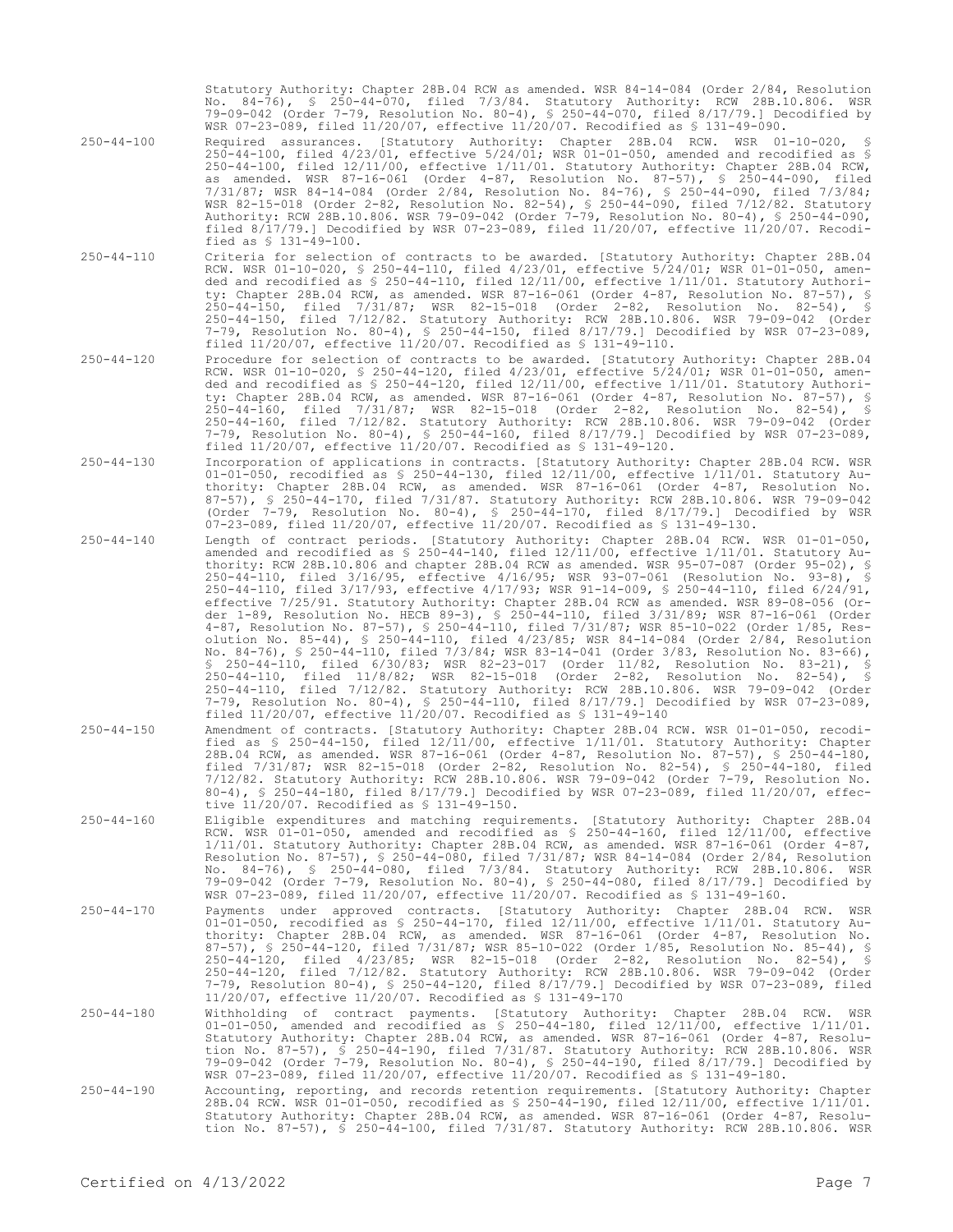Statutory Authority: Chapter 28B.04 RCW as amended. WSR 84-14-084 (Order 2/84, Resolution No. 84-76), § 250-44-070, filed 7/3/84. Statutory Authority: RCW 28B.10.806. WSR 79-09-042 (Order 7-79, Resolution No. 80-4), § 250-44-070, filed 8/17/79.] Decodified by WSR 07-23-089, filed 11/20/07, effective 11/20/07. Recodified as § 131-49-090.

| | |
|---|---|
| 250-44-100 | Required assurances. [Statutory Authority: Chapter 28B.04 RCW. WSR 01-10-020, § 250-44-100, filed 4/23/01, effective 5/24/01; WSR 01-01-050, amended and recodified as § 250-44-100, filed 12/11/00, effective 1/11/01. Statutory Authority: Chapter 28B.04 RCW, as amended. WSR 87-16-061 (Order 4-87, Resolution No. 87-57), § 250-44-090, filed 7/31/87; WSR 84-14-084 (Order 2/84, Resolution No. 84-76), § 250-44-090, filed 7/3/84; WSR 82-15-018 (Order 2-82, Resolution No. 82-54), § 250-44-090, filed 7/12/82. Statutory Authority: RCW 28B.10.806. WSR 79-09-042 (Order 7-79, Resolution No. 80-4), § 250-44-090, filed 8/17/79.] Decodified by WSR 07-23-089, filed 11/20/07, effective 11/20/07. Recodified as § 131-49-100. |
| 250-44-110 | Criteria for selection of contracts to be awarded. [Statutory Authority: Chapter 28B.04 RCW. WSR 01-10-020, § 250-44-110, filed 4/23/01, effective 5/24/01; WSR 01-01-050, amended and recodified as § 250-44-110, filed 12/11/00, effective 1/11/01. Statutory Authority: Chapter 28B.04 RCW, as amended. WSR 87-16-061 (Order 4-87, Resolution No. 87-57), § 250-44-150, filed 7/31/87; WSR 82-15-018 (Order 2-82, Resolution No. 82-54), § 250-44-150, filed 7/12/82. Statutory Authority: RCW 28B.10.806. WSR 79-09-042 (Order 7-79, Resolution No. 80-4), § 250-44-150, filed 8/17/79.] Decodified by WSR 07-23-089, filed 11/20/07, effective 11/20/07. Recodified as § 131-49-110. |
| 250-44-120 | Procedure for selection of contracts to be awarded. [Statutory Authority: Chapter 28B.04 RCW. WSR 01-10-020, § 250-44-120, filed 4/23/01, effective 5/24/01; WSR 01-01-050, amended and recodified as § 250-44-120, filed 12/11/00, effective 1/11/01. Statutory Authority: Chapter 28B.04 RCW, as amended. WSR 87-16-061 (Order 4-87, Resolution No. 87-57), § 250-44-160, filed 7/31/87; WSR 82-15-018 (Order 2-82, Resolution No. 82-54), § 250-44-160, filed 7/12/82. Statutory Authority: RCW 28B.10.806. WSR 79-09-042 (Order 7-79, Resolution No. 80-4), § 250-44-160, filed 8/17/79.] Decodified by WSR 07-23-089, filed 11/20/07, effective 11/20/07. Recodified as § 131-49-120. |
| 250-44-130 | Incorporation of applications in contracts. [Statutory Authority: Chapter 28B.04 RCW. WSR 01-01-050, recodified as § 250-44-130, filed 12/11/00, effective 1/11/01. Statutory Authority: Chapter 28B.04 RCW, as amended. WSR 87-16-061 (Order 4-87, Resolution No. 87-57), § 250-44-170, filed 7/31/87. Statutory Authority: RCW 28B.10.806. WSR 79-09-042 (Order 7-79, Resolution No. 80-4), § 250-44-170, filed 8/17/79.] Decodified by WSR 07-23-089, filed 11/20/07, effective 11/20/07. Recodified as § 131-49-130. |
| 250-44-140 | Length of contract periods. [Statutory Authority: Chapter 28B.04 RCW. WSR 01-01-050, amended and recodified as § 250-44-140, filed 12/11/00, effective 1/11/01. Statutory Authority: RCW 28B.10.806 and chapter 28B.04 RCW as amended. WSR 95-07-087 (Order 95-02), § 250-44-110, filed 3/16/95, effective 4/16/95; WSR 93-07-061 (Resolution No. 93-8), § 250-44-110, filed 3/17/93, effective 4/17/93; WSR 91-14-009, § 250-44-110, filed 6/24/91, effective 7/25/91. Statutory Authority: Chapter 28B.04 RCW as amended. WSR 89-08-056 (Order 1-89, Resolution No. HECB 89-3), § 250-44-110, filed 3/31/89; WSR 87-16-061 (Order 4-87, Resolution No. 87-57), § 250-44-110, filed 7/31/87; WSR 85-10-022 (Order 1/85, Resolution No. 85-44), § 250-44-110, filed 4/23/85; WSR 84-14-084 (Order 2/84, Resolution No. 84-76), § 250-44-110, filed 7/3/84; WSR 83-14-041 (Order 3/83, Resolution No. 83-66), § 250-44-110, filed 6/30/83; WSR 82-23-017 (Order 11/82, Resolution No. 83-21), § 250-44-110, filed 11/8/82; WSR 82-15-018 (Order 2-82, Resolution No. 82-54), § 250-44-110, filed 7/12/82. Statutory Authority: RCW 28B.10.806. WSR 79-09-042 (Order 7-79, Resolution No. 80-4), § 250-44-110, filed 8/17/79.] Decodified by WSR 07-23-089, filed 11/20/07, effective 11/20/07. Recodified as § 131-49-140 |
| 250-44-150 | Amendment of contracts. [Statutory Authority: Chapter 28B.04 RCW. WSR 01-01-050, recodified as § 250-44-150, filed 12/11/00, effective 1/11/01. Statutory Authority: Chapter 28B.04 RCW, as amended. WSR 87-16-061 (Order 4-87, Resolution No. 87-57), § 250-44-180, filed 7/31/87; WSR 82-15-018 (Order 2-82, Resolution No. 82-54), § 250-44-180, filed 7/12/82. Statutory Authority: RCW 28B.10.806. WSR 79-09-042 (Order 7-79, Resolution No. 80-4), § 250-44-180, filed 8/17/79.] Decodified by WSR 07-23-089, filed 11/20/07, effective 11/20/07. Recodified as § 131-49-150. |
| 250-44-160 | Eligible expenditures and matching requirements. [Statutory Authority: Chapter 28B.04 RCW. WSR 01-01-050, amended and recodified as § 250-44-160, filed 12/11/00, effective 1/11/01. Statutory Authority: Chapter 28B.04 RCW, as amended. WSR 87-16-061 (Order 4-87, Resolution No. 87-57), § 250-44-080, filed 7/31/87; WSR 84-14-084 (Order 2/84, Resolution No. 84-76), § 250-44-080, filed 7/3/84. Statutory Authority: RCW 28B.10.806. WSR 79-09-042 (Order 7-79, Resolution No. 80-4), § 250-44-080, filed 8/17/79.] Decodified by WSR 07-23-089, filed 11/20/07, effective 11/20/07. Recodified as § 131-49-160. |
| 250-44-170 | Payments under approved contracts. [Statutory Authority: Chapter 28B.04 RCW. WSR 01-01-050, recodified as § 250-44-170, filed 12/11/00, effective 1/11/01. Statutory Authority: Chapter 28B.04 RCW, as amended. WSR 87-16-061 (Order 4-87, Resolution No. 87-57), § 250-44-120, filed 7/31/87; WSR 85-10-022 (Order 1/85, Resolution No. 85-44), § 250-44-120, filed 4/23/85; WSR 82-15-018 (Order 2-82, Resolution No. 82-54), § 250-44-120, filed 7/12/82. Statutory Authority: RCW 28B.10.806. WSR 79-09-042 (Order 7-79, Resolution 80-4), § 250-44-120, filed 8/17/79.] Decodified by WSR 07-23-089, filed 11/20/07, effective 11/20/07. Recodified as § 131-49-170 |
| 250-44-180 | Withholding of contract payments. [Statutory Authority: Chapter 28B.04 RCW. WSR 01-01-050, amended and recodified as § 250-44-180, filed 12/11/00, effective 1/11/01. Statutory Authority: Chapter 28B.04 RCW, as amended. WSR 87-16-061 (Order 4-87, Resolution No. 87-57), § 250-44-190, filed 7/31/87. Statutory Authority: RCW 28B.10.806. WSR 79-09-042 (Order 7-79, Resolution No. 80-4), § 250-44-190, filed 8/17/79.] Decodified by WSR 07-23-089, filed 11/20/07, effective 11/20/07. Recodified as § 131-49-180. |
| 250-44-190 | Accounting, reporting, and records retention requirements. [Statutory Authority: Chapter 28B.04 RCW. WSR 01-01-050, recodified as § 250-44-190, filed 12/11/00, effective 1/11/01. Statutory Authority: Chapter 28B.04 RCW, as amended. WSR 87-16-061 (Order 4-87, Resolution No. 87-57), § 250-44-100, filed 7/31/87. Statutory Authority: RCW 28B.10.806. WSR |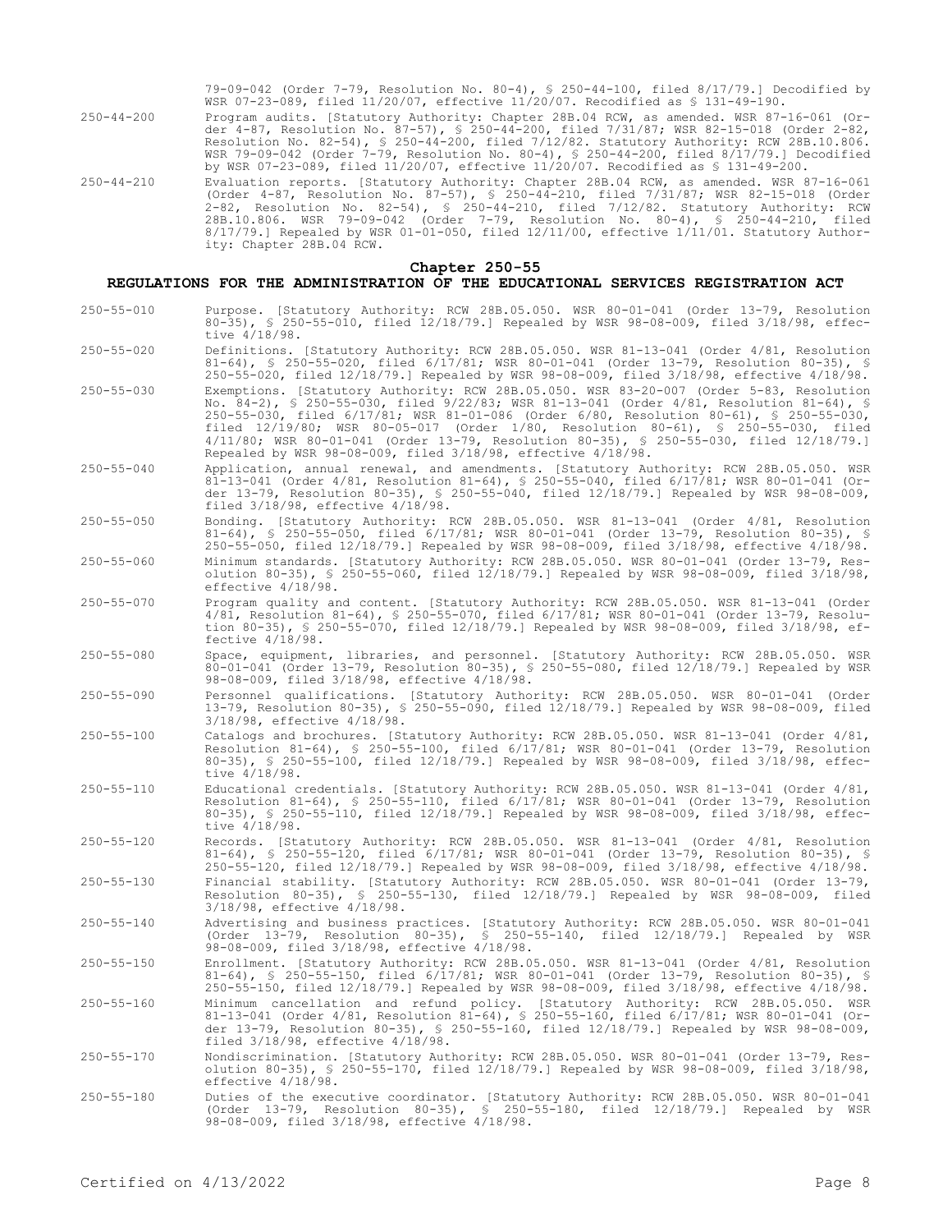79-09-042 (Order 7-79, Resolution No. 80-4), § 250-44-100, filed 8/17/79.] Decodified by WSR 07-23-089, filed 11/20/07, effective 11/20/07. Recodified as § 131-49-190.

250-44-200 Program audits. [Statutory Authority: Chapter 28B.04 RCW, as amended. WSR 87-16-061 (Order 4-87, Resolution No. 87-57), § 250-44-200, filed 7/31/87; WSR 82-15-018 (Order 2-82, Resolution No. 82-54), § 250-44-200, filed 7/12/82. Statutory Authority: RCW 28B.10.806. WSR 79-09-042 (Order 7-79, Resolution No. 80-4), § 250-44-200, filed 8/17/79.] Decodified by WSR 07-23-089, filed 11/20/07, effective 11/20/07. Recodified as § 131-49-200.

250-44-210 Evaluation reports. [Statutory Authority: Chapter 28B.04 RCW, as amended. WSR 87-16-061 (Order 4-87, Resolution No. 87-57), § 250-44-210, filed 7/31/87; WSR 82-15-018 (Order 2-82, Resolution No. 82-54), § 250-44-210, filed 7/12/82. Statutory Authority: RCW 28B.10.806. WSR 79-09-042 (Order 7-79, Resolution No. 80-4), § 250-44-210, filed 8/17/79.] Repealed by WSR 01-01-050, filed 12/11/00, effective 1/11/01. Statutory Authority: Chapter 28B.04 RCW.

## Chapter 250-55
## REGULATIONS FOR THE ADMINISTRATION OF THE EDUCATIONAL SERVICES REGISTRATION ACT

250-55-010 Purpose. [Statutory Authority: RCW 28B.05.050. WSR 80-01-041 (Order 13-79, Resolution 80-35), § 250-55-010, filed 12/18/79.] Repealed by WSR 98-08-009, filed 3/18/98, effective 4/18/98.

250-55-020 Definitions. [Statutory Authority: RCW 28B.05.050. WSR 81-13-041 (Order 4/81, Resolution 81-64), § 250-55-020, filed 6/17/81; WSR 80-01-041 (Order 13-79, Resolution 80-35), § 250-55-020, filed 12/18/79.] Repealed by WSR 98-08-009, filed 3/18/98, effective 4/18/98.

250-55-030 Exemptions. [Statutory Authority: RCW 28B.05.050. WSR 83-20-007 (Order 5-83, Resolution No. 84-2), § 250-55-030, filed 9/22/83; WSR 81-13-041 (Order 4/81, Resolution 81-64), § 250-55-030, filed 6/17/81; WSR 81-01-086 (Order 6/80, Resolution 80-61), § 250-55-030, filed 12/19/80; WSR 80-05-017 (Order 1/80, Resolution 80-61), § 250-55-030, filed 4/11/80; WSR 80-01-041 (Order 13-79, Resolution 80-35), § 250-55-030, filed 12/18/79.] Repealed by WSR 98-08-009, filed 3/18/98, effective 4/18/98.

250-55-040 Application, annual renewal, and amendments. [Statutory Authority: RCW 28B.05.050. WSR 81-13-041 (Order 4/81, Resolution 81-64), § 250-55-040, filed 6/17/81; WSR 80-01-041 (Order 13-79, Resolution 80-35), § 250-55-040, filed 12/18/79.] Repealed by WSR 98-08-009, filed 3/18/98, effective 4/18/98.

250-55-050 Bonding. [Statutory Authority: RCW 28B.05.050. WSR 81-13-041 (Order 4/81, Resolution 81-64), § 250-55-050, filed 6/17/81; WSR 80-01-041 (Order 13-79, Resolution 80-35), § 250-55-050, filed 12/18/79.] Repealed by WSR 98-08-009, filed 3/18/98, effective 4/18/98.

250-55-060 Minimum standards. [Statutory Authority: RCW 28B.05.050. WSR 80-01-041 (Order 13-79, Resolution 80-35), § 250-55-060, filed 12/18/79.] Repealed by WSR 98-08-009, filed 3/18/98, effective 4/18/98.

250-55-070 Program quality and content. [Statutory Authority: RCW 28B.05.050. WSR 81-13-041 (Order 4/81, Resolution 81-64), § 250-55-070, filed 6/17/81; WSR 80-01-041 (Order 13-79, Resolution 80-35), § 250-55-070, filed 12/18/79.] Repealed by WSR 98-08-009, filed 3/18/98, effective 4/18/98.

250-55-080 Space, equipment, libraries, and personnel. [Statutory Authority: RCW 28B.05.050. WSR 80-01-041 (Order 13-79, Resolution 80-35), § 250-55-080, filed 12/18/79.] Repealed by WSR 98-08-009, filed 3/18/98, effective 4/18/98.

250-55-090 Personnel qualifications. [Statutory Authority: RCW 28B.05.050. WSR 80-01-041 (Order 13-79, Resolution 80-35), § 250-55-090, filed 12/18/79.] Repealed by WSR 98-08-009, filed 3/18/98, effective 4/18/98.

250-55-100 Catalogs and brochures. [Statutory Authority: RCW 28B.05.050. WSR 81-13-041 (Order 4/81, Resolution 81-64), § 250-55-100, filed 6/17/81; WSR 80-01-041 (Order 13-79, Resolution 80-35), § 250-55-100, filed 12/18/79.] Repealed by WSR 98-08-009, filed 3/18/98, effective 4/18/98.

250-55-110 Educational credentials. [Statutory Authority: RCW 28B.05.050. WSR 81-13-041 (Order 4/81, Resolution 81-64), § 250-55-110, filed 6/17/81; WSR 80-01-041 (Order 13-79, Resolution 80-35), § 250-55-110, filed 12/18/79.] Repealed by WSR 98-08-009, filed 3/18/98, effective 4/18/98.

250-55-120 Records. [Statutory Authority: RCW 28B.05.050. WSR 81-13-041 (Order 4/81, Resolution 81-64), § 250-55-120, filed 6/17/81; WSR 80-01-041 (Order 13-79, Resolution 80-35), § 250-55-120, filed 12/18/79.] Repealed by WSR 98-08-009, filed 3/18/98, effective 4/18/98.

250-55-130 Financial stability. [Statutory Authority: RCW 28B.05.050. WSR 80-01-041 (Order 13-79, Resolution 80-35), § 250-55-130, filed 12/18/79.] Repealed by WSR 98-08-009, filed 3/18/98, effective 4/18/98.

250-55-140 Advertising and business practices. [Statutory Authority: RCW 28B.05.050. WSR 80-01-041 (Order 13-79, Resolution 80-35), § 250-55-140, filed 12/18/79.] Repealed by WSR 98-08-009, filed 3/18/98, effective 4/18/98.

250-55-150 Enrollment. [Statutory Authority: RCW 28B.05.050. WSR 81-13-041 (Order 4/81, Resolution 81-64), § 250-55-150, filed 6/17/81; WSR 80-01-041 (Order 13-79, Resolution 80-35), § 250-55-150, filed 12/18/79.] Repealed by WSR 98-08-009, filed 3/18/98, effective 4/18/98.

250-55-160 Minimum cancellation and refund policy. [Statutory Authority: RCW 28B.05.050. WSR 81-13-041 (Order 4/81, Resolution 81-64), § 250-55-160, filed 6/17/81; WSR 80-01-041 (Order 13-79, Resolution 80-35), § 250-55-160, filed 12/18/79.] Repealed by WSR 98-08-009, filed 3/18/98, effective 4/18/98.

250-55-170 Nondiscrimination. [Statutory Authority: RCW 28B.05.050. WSR 80-01-041 (Order 13-79, Resolution 80-35), § 250-55-170, filed 12/18/79.] Repealed by WSR 98-08-009, filed 3/18/98, effective 4/18/98.

250-55-180 Duties of the executive coordinator. [Statutory Authority: RCW 28B.05.050. WSR 80-01-041 (Order 13-79, Resolution 80-35), § 250-55-180, filed 12/18/79.] Repealed by WSR 98-08-009, filed 3/18/98, effective 4/18/98.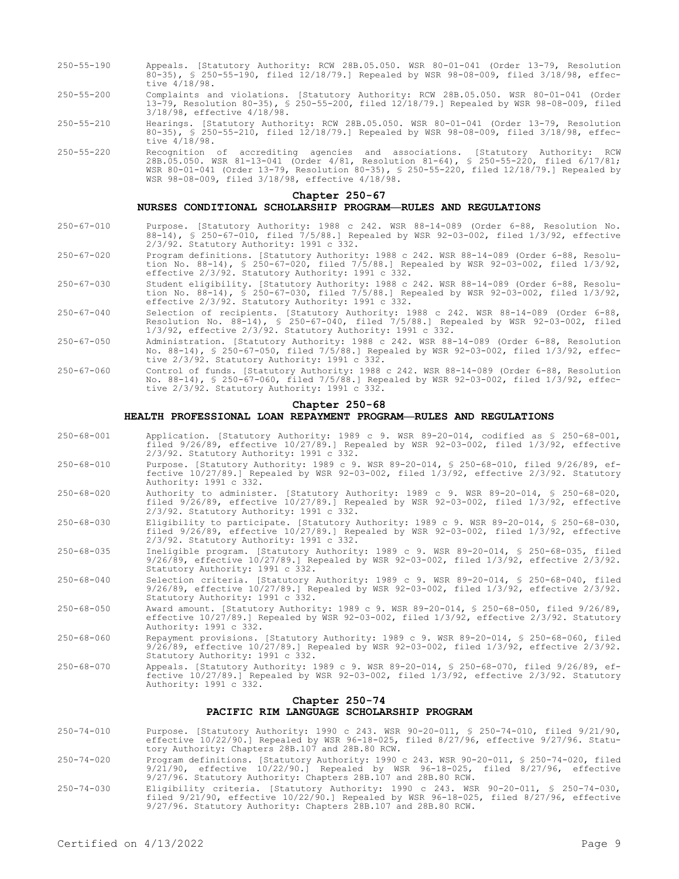250-55-190 Appeals. [Statutory Authority: RCW 28B.05.050. WSR 80-01-041 (Order 13-79, Resolution 80-35), § 250-55-190, filed 12/18/79.] Repealed by WSR 98-08-009, filed 3/18/98, effective 4/18/98.

250-55-200 Complaints and violations. [Statutory Authority: RCW 28B.05.050. WSR 80-01-041 (Order 13-79, Resolution 80-35), § 250-55-200, filed 12/18/79.] Repealed by WSR 98-08-009, filed 3/18/98, effective 4/18/98.

250-55-210 Hearings. [Statutory Authority: RCW 28B.05.050. WSR 80-01-041 (Order 13-79, Resolution 80-35), § 250-55-210, filed 12/18/79.] Repealed by WSR 98-08-009, filed 3/18/98, effective 4/18/98.

250-55-220 Recognition of accrediting agencies and associations. [Statutory Authority: RCW 28B.05.050. WSR 81-13-041 (Order 4/81, Resolution 81-64), § 250-55-220, filed 6/17/81; WSR 80-01-041 (Order 13-79, Resolution 80-35), § 250-55-220, filed 12/18/79.] Repealed by WSR 98-08-009, filed 3/18/98, effective 4/18/98.

## Chapter 250-67
## NURSES CONDITIONAL SCHOLARSHIP PROGRAM—RULES AND REGULATIONS

250-67-010 Purpose. [Statutory Authority: 1988 c 242. WSR 88-14-089 (Order 6-88, Resolution No. 88-14), § 250-67-010, filed 7/5/88.] Repealed by WSR 92-03-002, filed 1/3/92, effective 2/3/92. Statutory Authority: 1991 c 332.

250-67-020 Program definitions. [Statutory Authority: 1988 c 242. WSR 88-14-089 (Order 6-88, Resolution No. 88-14), § 250-67-020, filed 7/5/88.] Repealed by WSR 92-03-002, filed 1/3/92, effective 2/3/92. Statutory Authority: 1991 c 332.

250-67-030 Student eligibility. [Statutory Authority: 1988 c 242. WSR 88-14-089 (Order 6-88, Resolution No. 88-14), § 250-67-030, filed 7/5/88.] Repealed by WSR 92-03-002, filed 1/3/92, effective 2/3/92. Statutory Authority: 1991 c 332.

250-67-040 Selection of recipients. [Statutory Authority: 1988 c 242. WSR 88-14-089 (Order 6-88, Resolution No. 88-14), § 250-67-040, filed 7/5/88.] Repealed by WSR 92-03-002, filed 1/3/92, effective 2/3/92. Statutory Authority: 1991 c 332.

250-67-050 Administration. [Statutory Authority: 1988 c 242. WSR 88-14-089 (Order 6-88, Resolution No. 88-14), § 250-67-050, filed 7/5/88.] Repealed by WSR 92-03-002, filed 1/3/92, effective 2/3/92. Statutory Authority: 1991 c 332.

250-67-060 Control of funds. [Statutory Authority: 1988 c 242. WSR 88-14-089 (Order 6-88, Resolution No. 88-14), § 250-67-060, filed 7/5/88.] Repealed by WSR 92-03-002, filed 1/3/92, effective 2/3/92. Statutory Authority: 1991 c 332.

## Chapter 250-68
## HEALTH PROFESSIONAL LOAN REPAYMENT PROGRAM—RULES AND REGULATIONS

250-68-001 Application. [Statutory Authority: 1989 c 9. WSR 89-20-014, codified as § 250-68-001, filed 9/26/89, effective 10/27/89.] Repealed by WSR 92-03-002, filed 1/3/92, effective 2/3/92. Statutory Authority: 1991 c 332.

250-68-010 Purpose. [Statutory Authority: 1989 c 9. WSR 89-20-014, § 250-68-010, filed 9/26/89, effective 10/27/89.] Repealed by WSR 92-03-002, filed 1/3/92, effective 2/3/92. Statutory Authority: 1991 c 332.

250-68-020 Authority to administer. [Statutory Authority: 1989 c 9. WSR 89-20-014, § 250-68-020, filed 9/26/89, effective 10/27/89.] Repealed by WSR 92-03-002, filed 1/3/92, effective 2/3/92. Statutory Authority: 1991 c 332.

250-68-030 Eligibility to participate. [Statutory Authority: 1989 c 9. WSR 89-20-014, § 250-68-030, filed 9/26/89, effective 10/27/89.] Repealed by WSR 92-03-002, filed 1/3/92, effective 2/3/92. Statutory Authority: 1991 c 332.

250-68-035 Ineligible program. [Statutory Authority: 1989 c 9. WSR 89-20-014, § 250-68-035, filed 9/26/89, effective 10/27/89.] Repealed by WSR 92-03-002, filed 1/3/92, effective 2/3/92. Statutory Authority: 1991 c 332.

250-68-040 Selection criteria. [Statutory Authority: 1989 c 9. WSR 89-20-014, § 250-68-040, filed 9/26/89, effective 10/27/89.] Repealed by WSR 92-03-002, filed 1/3/92, effective 2/3/92. Statutory Authority: 1991 c 332.

250-68-050 Award amount. [Statutory Authority: 1989 c 9. WSR 89-20-014, § 250-68-050, filed 9/26/89, effective 10/27/89.] Repealed by WSR 92-03-002, filed 1/3/92, effective 2/3/92. Statutory Authority: 1991 c 332.

250-68-060 Repayment provisions. [Statutory Authority: 1989 c 9. WSR 89-20-014, § 250-68-060, filed 9/26/89, effective 10/27/89.] Repealed by WSR 92-03-002, filed 1/3/92, effective 2/3/92. Statutory Authority: 1991 c 332.

250-68-070 Appeals. [Statutory Authority: 1989 c 9. WSR 89-20-014, § 250-68-070, filed 9/26/89, effective 10/27/89.] Repealed by WSR 92-03-002, filed 1/3/92, effective 2/3/92. Statutory Authority: 1991 c 332.

## Chapter 250-74
## PACIFIC RIM LANGUAGE SCHOLARSHIP PROGRAM

250-74-010 Purpose. [Statutory Authority: 1990 c 243. WSR 90-20-011, § 250-74-010, filed 9/21/90, effective 10/22/90.] Repealed by WSR 96-18-025, filed 8/27/96, effective 9/27/96. Statutory Authority: Chapters 28B.107 and 28B.80 RCW.

250-74-020 Program definitions. [Statutory Authority: 1990 c 243. WSR 90-20-011, § 250-74-020, filed 9/21/90, effective 10/22/90.] Repealed by WSR 96-18-025, filed 8/27/96, effective 9/27/96. Statutory Authority: Chapters 28B.107 and 28B.80 RCW.

250-74-030 Eligibility criteria. [Statutory Authority: 1990 c 243. WSR 90-20-011, § 250-74-030, filed 9/21/90, effective 10/22/90.] Repealed by WSR 96-18-025, filed 8/27/96, effective 9/27/96. Statutory Authority: Chapters 28B.107 and 28B.80 RCW.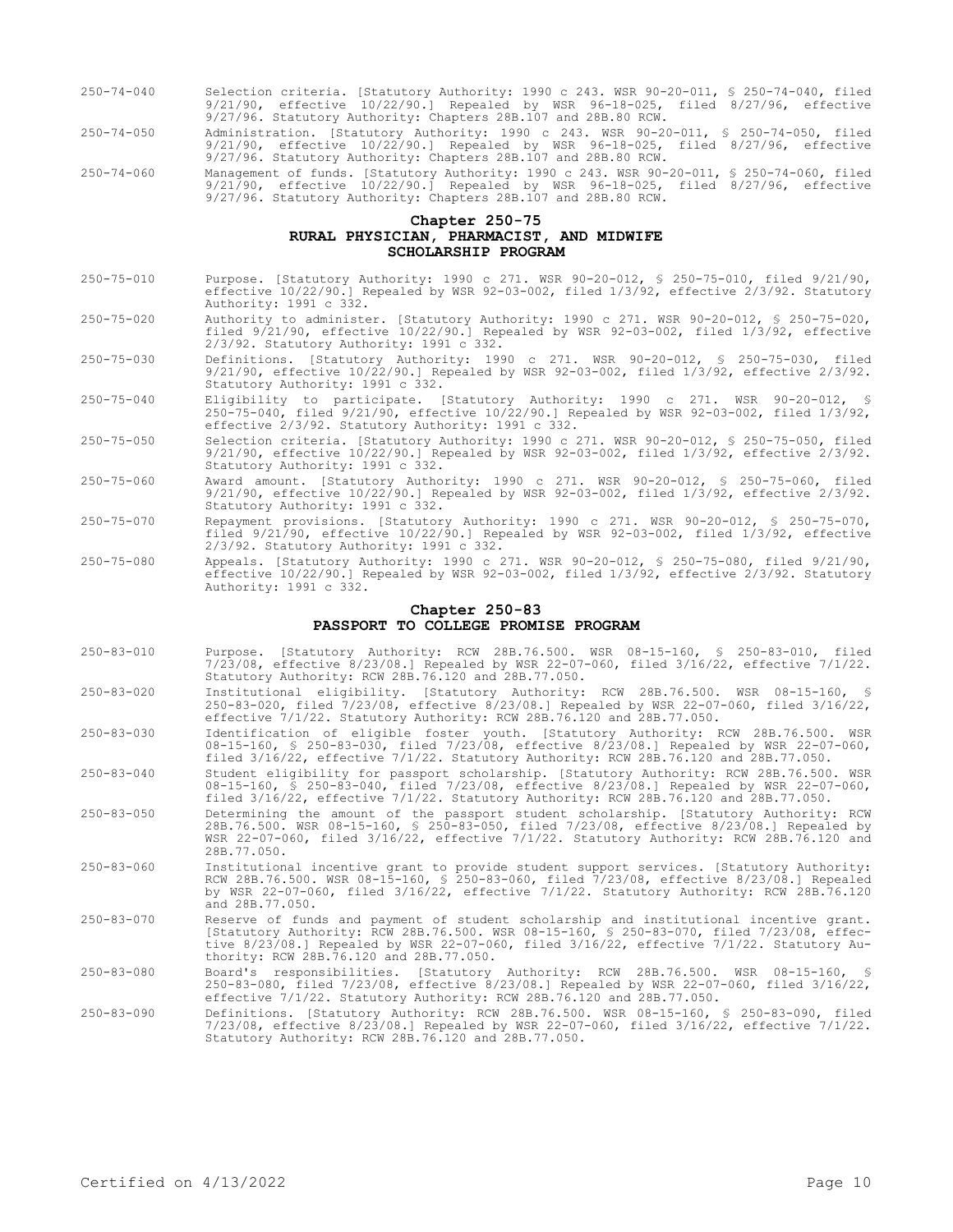250-74-040 Selection criteria. [Statutory Authority: 1990 c 243. WSR 90-20-011, § 250-74-040, filed 9/21/90, effective 10/22/90.] Repealed by WSR 96-18-025, filed 8/27/96, effective 9/27/96. Statutory Authority: Chapters 28B.107 and 28B.80 RCW.

250-74-050 Administration. [Statutory Authority: 1990 c 243. WSR 90-20-011, § 250-74-050, filed 9/21/90, effective 10/22/90.] Repealed by WSR 96-18-025, filed 8/27/96, effective 9/27/96. Statutory Authority: Chapters 28B.107 and 28B.80 RCW.

250-74-060 Management of funds. [Statutory Authority: 1990 c 243. WSR 90-20-011, § 250-74-060, filed 9/21/90, effective 10/22/90.] Repealed by WSR 96-18-025, filed 8/27/96, effective 9/27/96. Statutory Authority: Chapters 28B.107 and 28B.80 RCW.

## Chapter 250-75
## RURAL PHYSICIAN, PHARMACIST, AND MIDWIFE SCHOLARSHIP PROGRAM

250-75-010 Purpose. [Statutory Authority: 1990 c 271. WSR 90-20-012, § 250-75-010, filed 9/21/90, effective 10/22/90.] Repealed by WSR 92-03-002, filed 1/3/92, effective 2/3/92. Statutory Authority: 1991 c 332.

250-75-020 Authority to administer. [Statutory Authority: 1990 c 271. WSR 90-20-012, § 250-75-020, filed 9/21/90, effective 10/22/90.] Repealed by WSR 92-03-002, filed 1/3/92, effective 2/3/92. Statutory Authority: 1991 c 332.

250-75-030 Definitions. [Statutory Authority: 1990 c 271. WSR 90-20-012, § 250-75-030, filed 9/21/90, effective 10/22/90.] Repealed by WSR 92-03-002, filed 1/3/92, effective 2/3/92. Statutory Authority: 1991 c 332.

250-75-040 Eligibility to participate. [Statutory Authority: 1990 c 271. WSR 90-20-012, § 250-75-040, filed 9/21/90, effective 10/22/90.] Repealed by WSR 92-03-002, filed 1/3/92, effective 2/3/92. Statutory Authority: 1991 c 332.

250-75-050 Selection criteria. [Statutory Authority: 1990 c 271. WSR 90-20-012, § 250-75-050, filed 9/21/90, effective 10/22/90.] Repealed by WSR 92-03-002, filed 1/3/92, effective 2/3/92. Statutory Authority: 1991 c 332.

250-75-060 Award amount. [Statutory Authority: 1990 c 271. WSR 90-20-012, § 250-75-060, filed 9/21/90, effective 10/22/90.] Repealed by WSR 92-03-002, filed 1/3/92, effective 2/3/92. Statutory Authority: 1991 c 332.

250-75-070 Repayment provisions. [Statutory Authority: 1990 c 271. WSR 90-20-012, § 250-75-070, filed 9/21/90, effective 10/22/90.] Repealed by WSR 92-03-002, filed 1/3/92, effective 2/3/92. Statutory Authority: 1991 c 332.

250-75-080 Appeals. [Statutory Authority: 1990 c 271. WSR 90-20-012, § 250-75-080, filed 9/21/90, effective 10/22/90.] Repealed by WSR 92-03-002, filed 1/3/92, effective 2/3/92. Statutory Authority: 1991 c 332.

## Chapter 250-83
## PASSPORT TO COLLEGE PROMISE PROGRAM

250-83-010 Purpose. [Statutory Authority: RCW 28B.76.500. WSR 08-15-160, § 250-83-010, filed 7/23/08, effective 8/23/08.] Repealed by WSR 22-07-060, filed 3/16/22, effective 7/1/22. Statutory Authority: RCW 28B.76.120 and 28B.77.050.

250-83-020 Institutional eligibility. [Statutory Authority: RCW 28B.76.500. WSR 08-15-160, § 250-83-020, filed 7/23/08, effective 8/23/08.] Repealed by WSR 22-07-060, filed 3/16/22, effective 7/1/22. Statutory Authority: RCW 28B.76.120 and 28B.77.050.

250-83-030 Identification of eligible foster youth. [Statutory Authority: RCW 28B.76.500. WSR 08-15-160, § 250-83-030, filed 7/23/08, effective 8/23/08.] Repealed by WSR 22-07-060, filed 3/16/22, effective 7/1/22. Statutory Authority: RCW 28B.76.120 and 28B.77.050.

250-83-040 Student eligibility for passport scholarship. [Statutory Authority: RCW 28B.76.500. WSR 08-15-160, § 250-83-040, filed 7/23/08, effective 8/23/08.] Repealed by WSR 22-07-060, filed 3/16/22, effective 7/1/22. Statutory Authority: RCW 28B.76.120 and 28B.77.050.

250-83-050 Determining the amount of the passport student scholarship. [Statutory Authority: RCW 28B.76.500. WSR 08-15-160, § 250-83-050, filed 7/23/08, effective 8/23/08.] Repealed by WSR 22-07-060, filed 3/16/22, effective 7/1/22. Statutory Authority: RCW 28B.76.120 and 28B.77.050.

250-83-060 Institutional incentive grant to provide student support services. [Statutory Authority: RCW 28B.76.500. WSR 08-15-160, § 250-83-060, filed 7/23/08, effective 8/23/08.] Repealed by WSR 22-07-060, filed 3/16/22, effective 7/1/22. Statutory Authority: RCW 28B.76.120 and 28B.77.050.

250-83-070 Reserve of funds and payment of student scholarship and institutional incentive grant. [Statutory Authority: RCW 28B.76.500. WSR 08-15-160, § 250-83-070, filed 7/23/08, effective 8/23/08.] Repealed by WSR 22-07-060, filed 3/16/22, effective 7/1/22. Statutory Authority: RCW 28B.76.120 and 28B.77.050.

250-83-080 Board's responsibilities. [Statutory Authority: RCW 28B.76.500. WSR 08-15-160, § 250-83-080, filed 7/23/08, effective 8/23/08.] Repealed by WSR 22-07-060, filed 3/16/22, effective 7/1/22. Statutory Authority: RCW 28B.76.120 and 28B.77.050.

250-83-090 Definitions. [Statutory Authority: RCW 28B.76.500. WSR 08-15-160, § 250-83-090, filed 7/23/08, effective 8/23/08.] Repealed by WSR 22-07-060, filed 3/16/22, effective 7/1/22. Statutory Authority: RCW 28B.76.120 and 28B.77.050.